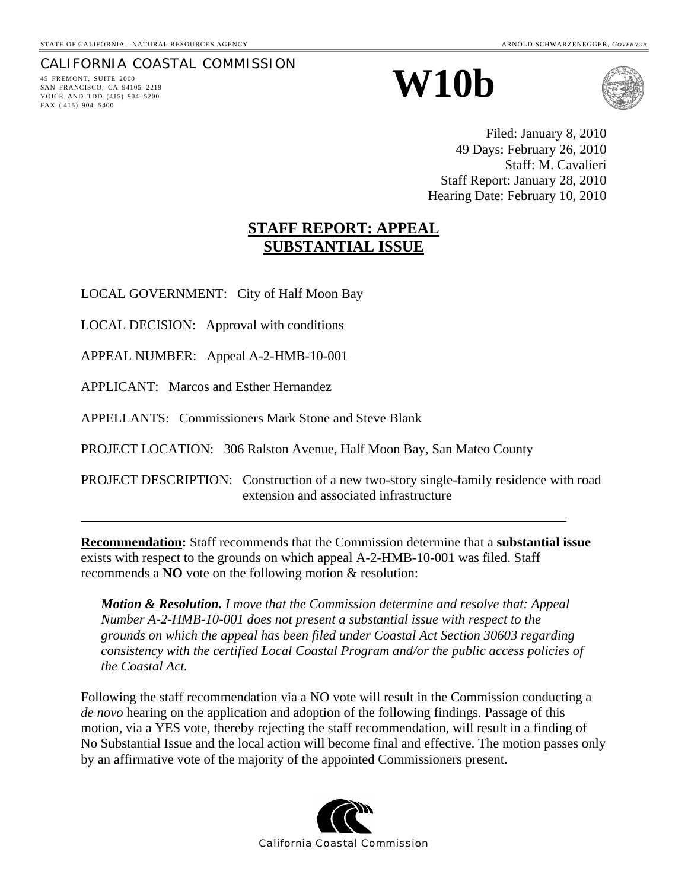STATE OF CALIFORNIA—NATURAL RESOURCES AGENCY

ARNOLD SCHWARZENEGGER, *GOVERNOR*

CALIFORNIA COASTAL COMMISSION
45 FREMONT, SUITE 2000
SAN FRANCISCO, CA 94105-2219
VOICE AND TDD (415) 904-5200
FAX (415) 904-5400

# W10b

Filed: January 8, 2010
49 Days: February 26, 2010
Staff: M. Cavalieri
Staff Report: January 28, 2010
Hearing Date: February 10, 2010

## STAFF REPORT: APPEAL SUBSTANTIAL ISSUE

LOCAL GOVERNMENT: City of Half Moon Bay

LOCAL DECISION: Approval with conditions

APPEAL NUMBER: Appeal A-2-HMB-10-001

APPLICANT: Marcos and Esther Hernandez

APPELLANTS: Commissioners Mark Stone and Steve Blank

PROJECT LOCATION: 306 Ralston Avenue, Half Moon Bay, San Mateo County

PROJECT DESCRIPTION: Construction of a new two-story single-family residence with road extension and associated infrastructure

---

**Recommendation:** Staff recommends that the Commission determine that a **substantial issue** exists with respect to the grounds on which appeal A-2-HMB-10-001 was filed. Staff recommends a **NO** vote on the following motion & resolution:

> ***Motion & Resolution.*** *I move that the Commission determine and resolve that: Appeal Number A-2-HMB-10-001 does not present a substantial issue with respect to the grounds on which the appeal has been filed under Coastal Act Section 30603 regarding consistency with the certified Local Coastal Program and/or the public access policies of the Coastal Act.*

Following the staff recommendation via a NO vote will result in the Commission conducting a *de novo* hearing on the application and adoption of the following findings. Passage of this motion, via a YES vote, thereby rejecting the staff recommendation, will result in a finding of No Substantial Issue and the local action will become final and effective. The motion passes only by an affirmative vote of the majority of the appointed Commissioners present.

California Coastal Commission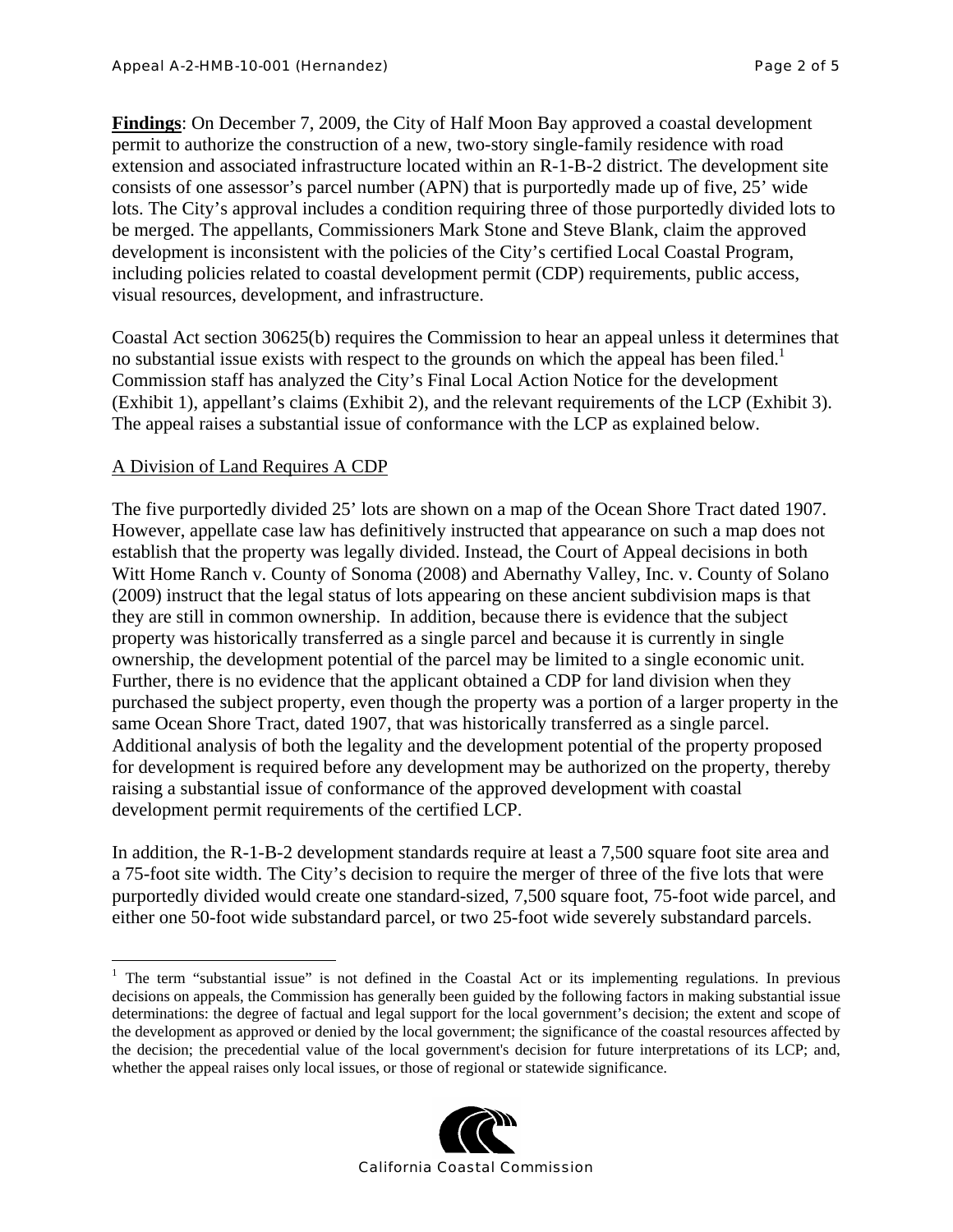**Findings**: On December 7, 2009, the City of Half Moon Bay approved a coastal development permit to authorize the construction of a new, two-story single-family residence with road extension and associated infrastructure located within an R-1-B-2 district. The development site consists of one assessor's parcel number (APN) that is purportedly made up of five, 25' wide lots. The City's approval includes a condition requiring three of those purportedly divided lots to be merged. The appellants, Commissioners Mark Stone and Steve Blank, claim the approved development is inconsistent with the policies of the City's certified Local Coastal Program, including policies related to coastal development permit (CDP) requirements, public access, visual resources, development, and infrastructure.

Coastal Act section 30625(b) requires the Commission to hear an appeal unless it determines that no substantial issue exists with respect to the grounds on which the appeal has been filed.[1] Commission staff has analyzed the City's Final Local Action Notice for the development (Exhibit 1), appellant's claims (Exhibit 2), and the relevant requirements of the LCP (Exhibit 3). The appeal raises a substantial issue of conformance with the LCP as explained below.

<u>A Division of Land Requires A CDP</u>

The five purportedly divided 25' lots are shown on a map of the Ocean Shore Tract dated 1907. However, appellate case law has definitively instructed that appearance on such a map does not establish that the property was legally divided. Instead, the Court of Appeal decisions in both Witt Home Ranch v. County of Sonoma (2008) and Abernathy Valley, Inc. v. County of Solano (2009) instruct that the legal status of lots appearing on these ancient subdivision maps is that they are still in common ownership. In addition, because there is evidence that the subject property was historically transferred as a single parcel and because it is currently in single ownership, the development potential of the parcel may be limited to a single economic unit. Further, there is no evidence that the applicant obtained a CDP for land division when they purchased the subject property, even though the property was a portion of a larger property in the same Ocean Shore Tract, dated 1907, that was historically transferred as a single parcel. Additional analysis of both the legality and the development potential of the property proposed for development is required before any development may be authorized on the property, thereby raising a substantial issue of conformance of the approved development with coastal development permit requirements of the certified LCP.

In addition, the R-1-B-2 development standards require at least a 7,500 square foot site area and a 75-foot site width. The City's decision to require the merger of three of the five lots that were purportedly divided would create one standard-sized, 7,500 square foot, 75-foot wide parcel, and either one 50-foot wide substandard parcel, or two 25-foot wide severely substandard parcels.

---

[1] The term "substantial issue" is not defined in the Coastal Act or its implementing regulations. In previous decisions on appeals, the Commission has generally been guided by the following factors in making substantial issue determinations: the degree of factual and legal support for the local government's decision; the extent and scope of the development as approved or denied by the local government; the significance of the coastal resources affected by the decision; the precedential value of the local government's decision for future interpretations of its LCP; and, whether the appeal raises only local issues, or those of regional or statewide significance.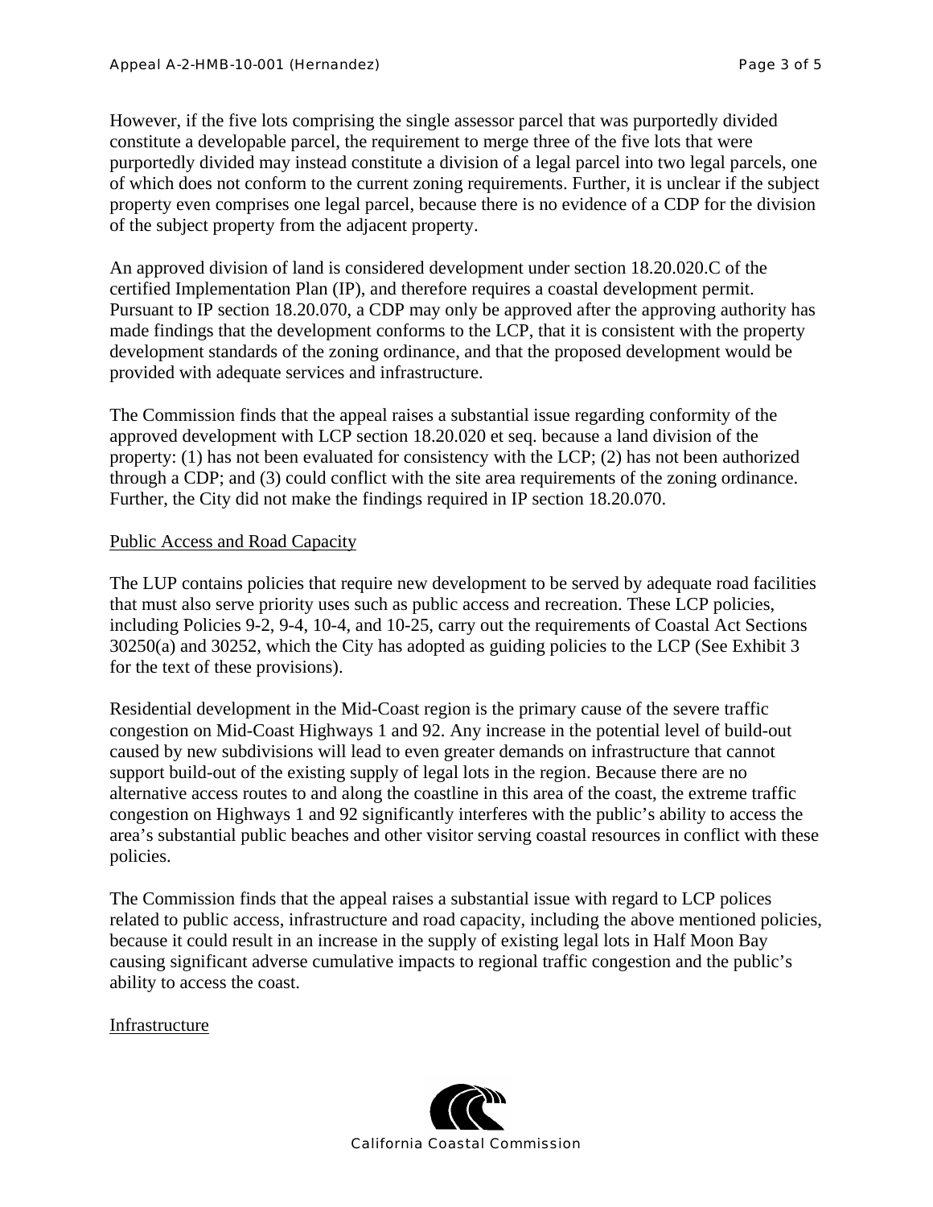However, if the five lots comprising the single assessor parcel that was purportedly divided constitute a developable parcel, the requirement to merge three of the five lots that were purportedly divided may instead constitute a division of a legal parcel into two legal parcels, one of which does not conform to the current zoning requirements. Further, it is unclear if the subject property even comprises one legal parcel, because there is no evidence of a CDP for the division of the subject property from the adjacent property.

An approved division of land is considered development under section 18.20.020.C of the certified Implementation Plan (IP), and therefore requires a coastal development permit. Pursuant to IP section 18.20.070, a CDP may only be approved after the approving authority has made findings that the development conforms to the LCP, that it is consistent with the property development standards of the zoning ordinance, and that the proposed development would be provided with adequate services and infrastructure.

The Commission finds that the appeal raises a substantial issue regarding conformity of the approved development with LCP section 18.20.020 et seq. because a land division of the property: (1) has not been evaluated for consistency with the LCP; (2) has not been authorized through a CDP; and (3) could conflict with the site area requirements of the zoning ordinance. Further, the City did not make the findings required in IP section 18.20.070.

<u>Public Access and Road Capacity</u>

The LUP contains policies that require new development to be served by adequate road facilities that must also serve priority uses such as public access and recreation. These LCP policies, including Policies 9-2, 9-4, 10-4, and 10-25, carry out the requirements of Coastal Act Sections 30250(a) and 30252, which the City has adopted as guiding policies to the LCP (See Exhibit 3 for the text of these provisions).

Residential development in the Mid-Coast region is the primary cause of the severe traffic congestion on Mid-Coast Highways 1 and 92. Any increase in the potential level of build-out caused by new subdivisions will lead to even greater demands on infrastructure that cannot support build-out of the existing supply of legal lots in the region. Because there are no alternative access routes to and along the coastline in this area of the coast, the extreme traffic congestion on Highways 1 and 92 significantly interferes with the public's ability to access the area's substantial public beaches and other visitor serving coastal resources in conflict with these policies.

The Commission finds that the appeal raises a substantial issue with regard to LCP polices related to public access, infrastructure and road capacity, including the above mentioned policies, because it could result in an increase in the supply of existing legal lots in Half Moon Bay causing significant adverse cumulative impacts to regional traffic congestion and the public's ability to access the coast.

<u>Infrastructure</u>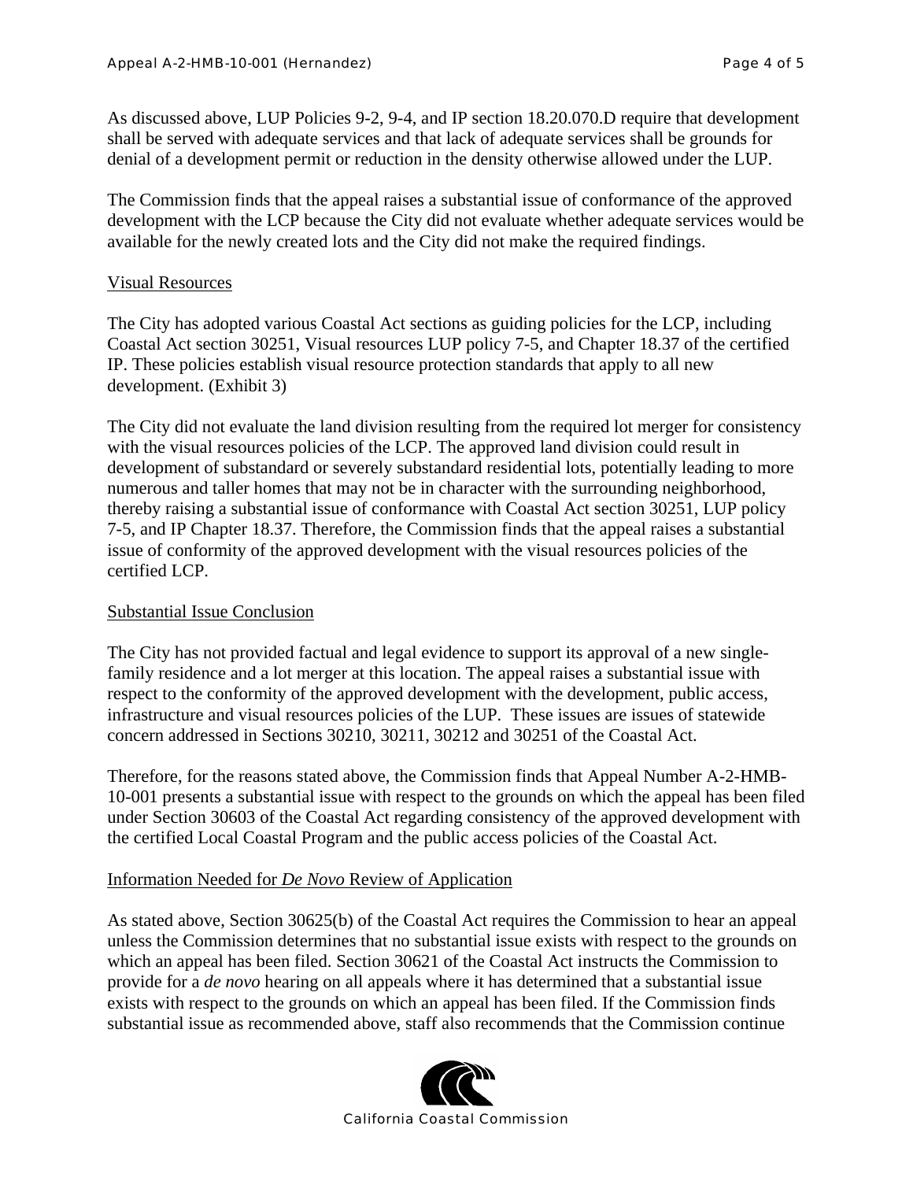As discussed above, LUP Policies 9-2, 9-4, and IP section 18.20.070.D require that development shall be served with adequate services and that lack of adequate services shall be grounds for denial of a development permit or reduction in the density otherwise allowed under the LUP.

The Commission finds that the appeal raises a substantial issue of conformance of the approved development with the LCP because the City did not evaluate whether adequate services would be available for the newly created lots and the City did not make the required findings.

<u>Visual Resources</u>

The City has adopted various Coastal Act sections as guiding policies for the LCP, including Coastal Act section 30251, Visual resources LUP policy 7-5, and Chapter 18.37 of the certified IP. These policies establish visual resource protection standards that apply to all new development. (Exhibit 3)

The City did not evaluate the land division resulting from the required lot merger for consistency with the visual resources policies of the LCP. The approved land division could result in development of substandard or severely substandard residential lots, potentially leading to more numerous and taller homes that may not be in character with the surrounding neighborhood, thereby raising a substantial issue of conformance with Coastal Act section 30251, LUP policy 7-5, and IP Chapter 18.37. Therefore, the Commission finds that the appeal raises a substantial issue of conformity of the approved development with the visual resources policies of the certified LCP.

<u>Substantial Issue Conclusion</u>

The City has not provided factual and legal evidence to support its approval of a new single-family residence and a lot merger at this location. The appeal raises a substantial issue with respect to the conformity of the approved development with the development, public access, infrastructure and visual resources policies of the LUP. These issues are issues of statewide concern addressed in Sections 30210, 30211, 30212 and 30251 of the Coastal Act.

Therefore, for the reasons stated above, the Commission finds that Appeal Number A-2-HMB-10-001 presents a substantial issue with respect to the grounds on which the appeal has been filed under Section 30603 of the Coastal Act regarding consistency of the approved development with the certified Local Coastal Program and the public access policies of the Coastal Act.

<u>Information Needed for *De Novo* Review of Application</u>

As stated above, Section 30625(b) of the Coastal Act requires the Commission to hear an appeal unless the Commission determines that no substantial issue exists with respect to the grounds on which an appeal has been filed. Section 30621 of the Coastal Act instructs the Commission to provide for a *de novo* hearing on all appeals where it has determined that a substantial issue exists with respect to the grounds on which an appeal has been filed. If the Commission finds substantial issue as recommended above, staff also recommends that the Commission continue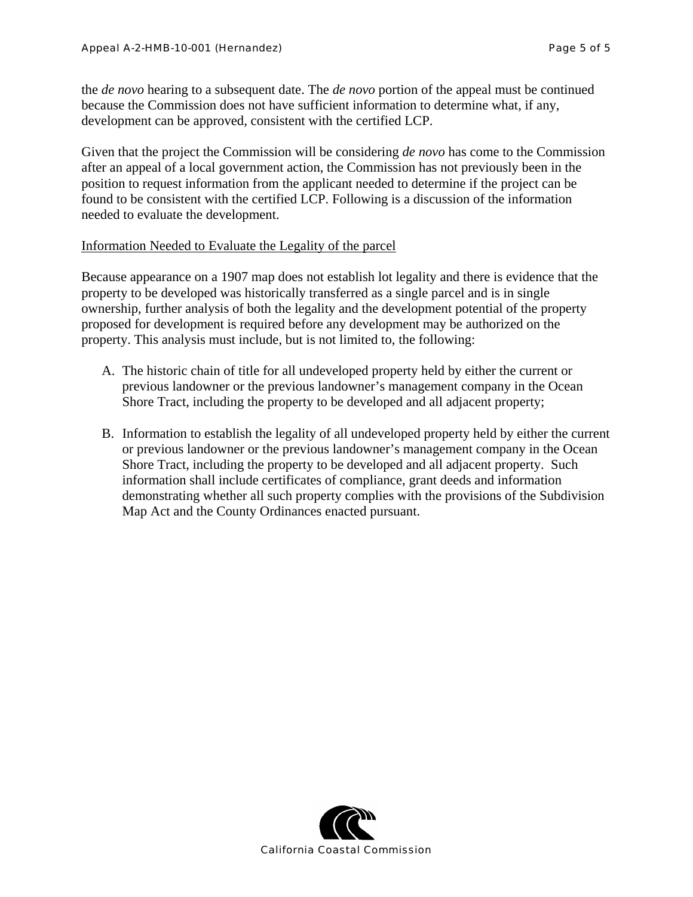the *de novo* hearing to a subsequent date. The *de novo* portion of the appeal must be continued because the Commission does not have sufficient information to determine what, if any, development can be approved, consistent with the certified LCP.

Given that the project the Commission will be considering *de novo* has come to the Commission after an appeal of a local government action, the Commission has not previously been in the position to request information from the applicant needed to determine if the project can be found to be consistent with the certified LCP. Following is a discussion of the information needed to evaluate the development.

<u>Information Needed to Evaluate the Legality of the parcel</u>

Because appearance on a 1907 map does not establish lot legality and there is evidence that the property to be developed was historically transferred as a single parcel and is in single ownership, further analysis of both the legality and the development potential of the property proposed for development is required before any development may be authorized on the property. This analysis must include, but is not limited to, the following:

A. The historic chain of title for all undeveloped property held by either the current or previous landowner or the previous landowner's management company in the Ocean Shore Tract, including the property to be developed and all adjacent property;

B. Information to establish the legality of all undeveloped property held by either the current or previous landowner or the previous landowner's management company in the Ocean Shore Tract, including the property to be developed and all adjacent property. Such information shall include certificates of compliance, grant deeds and information demonstrating whether all such property complies with the provisions of the Subdivision Map Act and the County Ordinances enacted pursuant.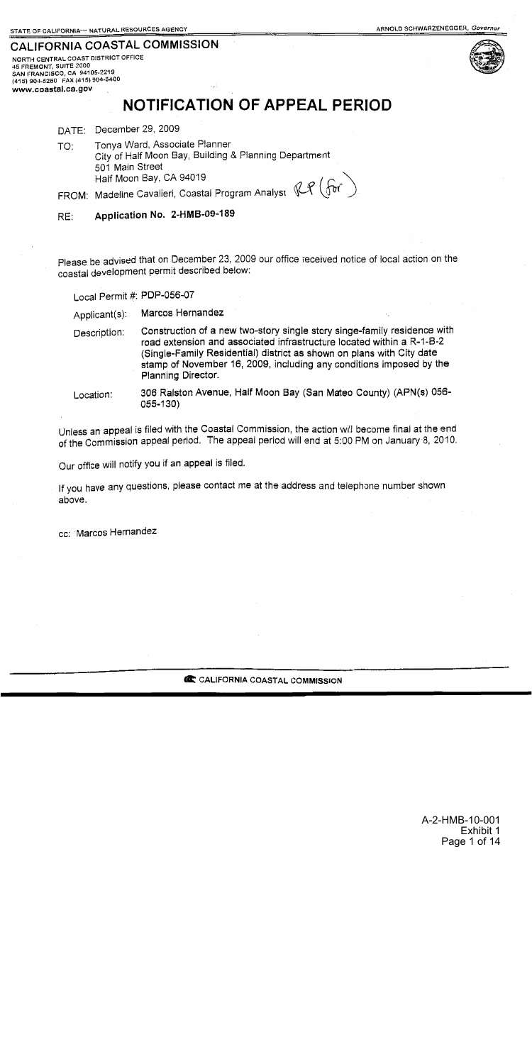STATE OF CALIFORNIA — NATURAL RESOURCES AGENCY

ARNOLD SCHWARZENEGGER, *Governor*

**CALIFORNIA COASTAL COMMISSION**

NORTH CENTRAL COAST DISTRICT OFFICE
45 FREMONT, SUITE 2000
SAN FRANCISCO, CA 94105-2219
(415) 904-5260 FAX (415) 904-5400
**www.coastal.ca.gov**

# NOTIFICATION OF APPEAL PERIOD

DATE: December 29, 2009

TO: Tonya Ward, Associate Planner
City of Half Moon Bay, Building & Planning Department
501 Main Street
Half Moon Bay, CA 94019

FROM: Madeline Cavalieri, Coastal Program Analyst RP (for)

RE: **Application No. 2-HMB-09-189**

Please be advised that on December 23, 2009 our office received notice of local action on the coastal development permit described below:

Local Permit #: PDP-056-07

Applicant(s): Marcos Hernandez

Description: Construction of a new two-story single story singe-family residence with road extension and associated infrastructure located within a R-1-B-2 (Single-Family Residential) district as shown on plans with City date stamp of November 16, 2009, including any conditions imposed by the Planning Director.

Location: 306 Ralston Avenue, Half Moon Bay (San Mateo County) (APN(s) 056-055-130)

Unless an appeal is filed with the Coastal Commission, the action will become final at the end of the Commission appeal period. The appeal period will end at 5:00 PM on January 8, 2010.

Our office will notify you if an appeal is filed.

If you have any questions, please contact me at the address and telephone number shown above.

cc: Marcos Hernandez

CALIFORNIA COASTAL COMMISSION

A-2-HMB-10-001
Exhibit 1
Page 1 of 14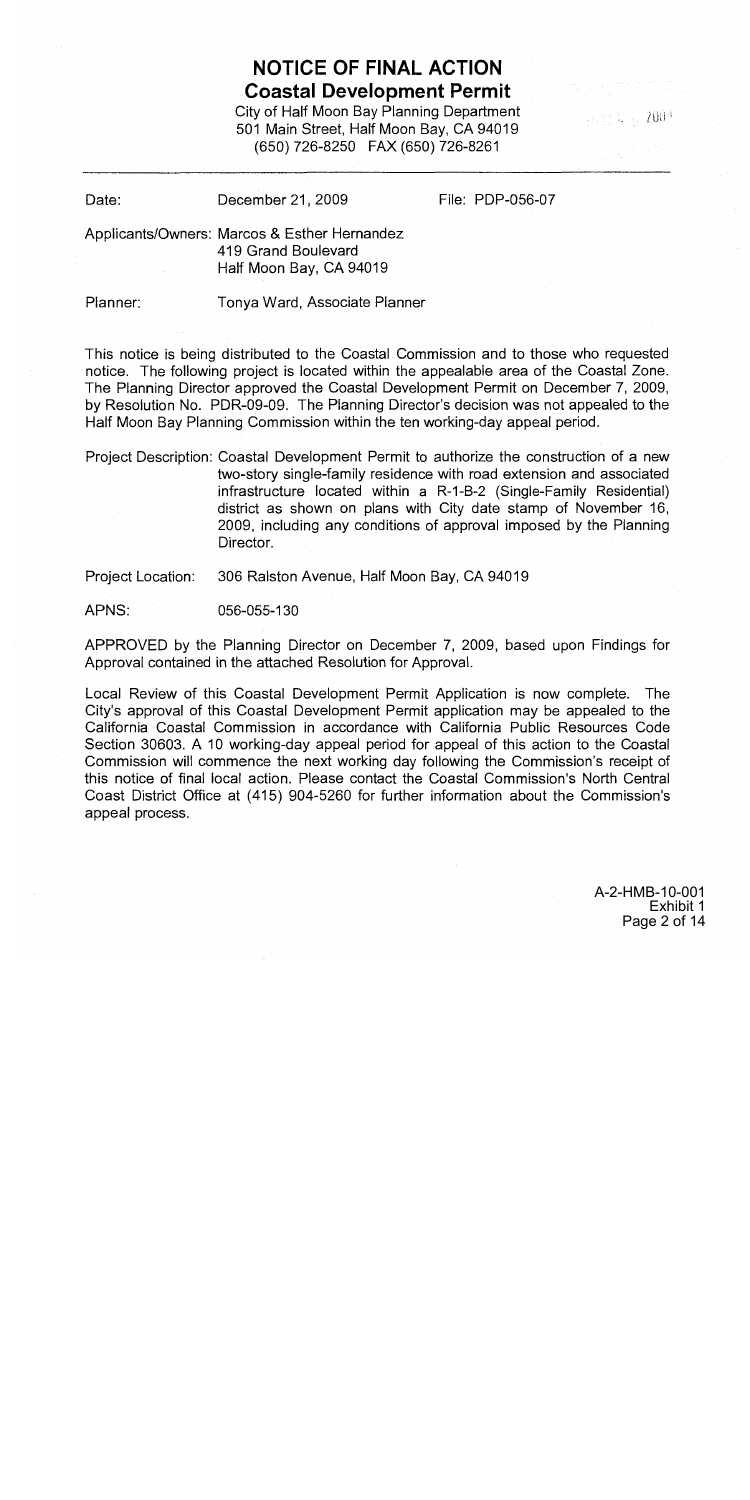# NOTICE OF FINAL ACTION

## Coastal Development Permit

City of Half Moon Bay Planning Department
501 Main Street, Half Moon Bay, CA 94019
(650) 726-8250 FAX (650) 726-8261

---

Date: December 21, 2009 File: PDP-056-07

Applicants/Owners: Marcos & Esther Hernandez
419 Grand Boulevard
Half Moon Bay, CA 94019

Planner: Tonya Ward, Associate Planner

This notice is being distributed to the Coastal Commission and to those who requested notice. The following project is located within the appealable area of the Coastal Zone. The Planning Director approved the Coastal Development Permit on December 7, 2009, by Resolution No. PDR-09-09. The Planning Director's decision was not appealed to the Half Moon Bay Planning Commission within the ten working-day appeal period.

Project Description: Coastal Development Permit to authorize the construction of a new two-story single-family residence with road extension and associated infrastructure located within a R-1-B-2 (Single-Family Residential) district as shown on plans with City date stamp of November 16, 2009, including any conditions of approval imposed by the Planning Director.

Project Location: 306 Ralston Avenue, Half Moon Bay, CA 94019

APNS: 056-055-130

APPROVED by the Planning Director on December 7, 2009, based upon Findings for Approval contained in the attached Resolution for Approval.

Local Review of this Coastal Development Permit Application is now complete. The City's approval of this Coastal Development Permit application may be appealed to the California Coastal Commission in accordance with California Public Resources Code Section 30603. A 10 working-day appeal period for appeal of this action to the Coastal Commission will commence the next working day following the Commission's receipt of this notice of final local action. Please contact the Coastal Commission's North Central Coast District Office at (415) 904-5260 for further information about the Commission's appeal process.

A-2-HMB-10-001
Exhibit 1
Page 2 of 14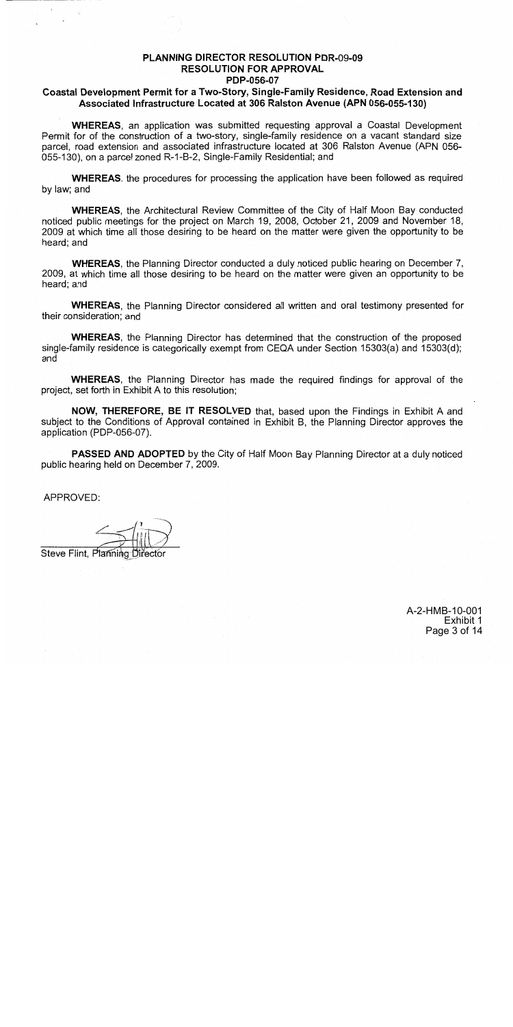# PLANNING DIRECTOR RESOLUTION PDR-09-09
## RESOLUTION FOR APPROVAL
## PDP-056-07

### Coastal Development Permit for a Two-Story, Single-Family Residence, Road Extension and Associated Infrastructure Located at 306 Ralston Avenue (APN 056-055-130)

**WHEREAS**, an application was submitted requesting approval a Coastal Development Permit for of the construction of a two-story, single-family residence on a vacant standard size parcel, road extension and associated infrastructure located at 306 Ralston Avenue (APN 056-055-130), on a parcel zoned R-1-B-2, Single-Family Residential; and

**WHEREAS**. the procedures for processing the application have been followed as required by law; and

**WHEREAS**, the Architectural Review Committee of the City of Half Moon Bay conducted noticed public meetings for the project on March 19, 2008, October 21, 2009 and November 18, 2009 at which time all those desiring to be heard on the matter were given the opportunity to be heard; and

**WHEREAS**, the Planning Director conducted a duly noticed public hearing on December 7, 2009, at which time all those desiring to be heard on the matter were given an opportunity to be heard; and

**WHEREAS**, the Planning Director considered all written and oral testimony presented for their consideration; and

**WHEREAS**, the Planning Director has determined that the construction of the proposed single-family residence is categorically exempt from CEQA under Section 15303(a) and 15303(d); and

**WHEREAS**, the Planning Director has made the required findings for approval of the project, set forth in Exhibit A to this resolution;

**NOW, THEREFORE, BE IT RESOLVED** that, based upon the Findings in Exhibit A and subject to the Conditions of Approval contained in Exhibit B, the Planning Director approves the application (PDP-056-07).

**PASSED AND ADOPTED** by the City of Half Moon Bay Planning Director at a duly noticed public hearing held on December 7, 2009.

APPROVED:

Steve Flint, Planning Director

A-2-HMB-10-001
Exhibit 1
Page 3 of 14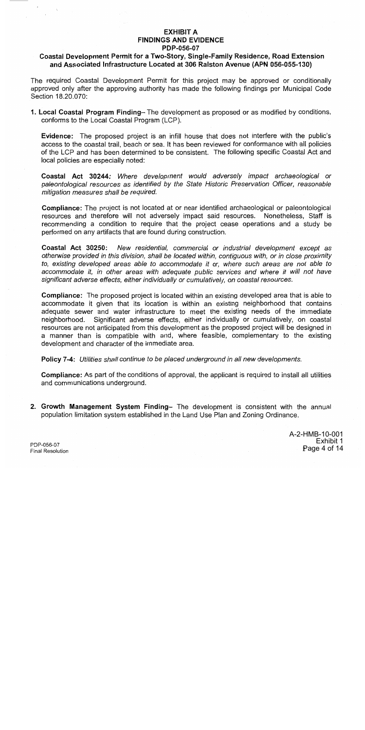# EXHIBIT A
## FINDINGS AND EVIDENCE
## PDP-056-07

### Coastal Development Permit for a Two-Story, Single-Family Residence, Road Extension and Associated Infrastructure Located at 306 Ralston Avenue (APN 056-055-130)

The required Coastal Development Permit for this project may be approved or conditionally approved only after the approving authority has made the following findings per Municipal Code Section 18.20.070:

**1. Local Coastal Program Finding**– The development as proposed or as modified by conditions, conforms to the Local Coastal Program (LCP).

**Evidence:** The proposed project is an infill house that does not interfere with the public's access to the coastal trail, beach or sea. It has been reviewed for conformance with all policies of the LCP and has been determined to be consistent. The following specific Coastal Act and local policies are especially noted:

**Coastal Act 30244:** *Where development would adversely impact archaeological or paleontological resources as identified by the State Historic Preservation Officer, reasonable mitigation measures shall be required.*

**Compliance:** The project is not located at or near identified archaeological or paleontological resources and therefore will not adversely impact said resources. Nonetheless, Staff is recommending a condition to require that the project cease operations and a study be performed on any artifacts that are found during construction.

**Coastal Act 30250:** *New residential, commercial or industrial development except as otherwise provided in this division, shall be located within, contiguous with, or in close proximity to, existing developed areas able to accommodate it or, where such areas are not able to accommodate it, in other areas with adequate public services and where it will not have significant adverse effects, either individually or cumulatively, on coastal resources.*

**Compliance:** The proposed project is located within an existing developed area that is able to accommodate it given that its location is within an existing neighborhood that contains adequate sewer and water infrastructure to meet the existing needs of the immediate neighborhood. Significant adverse effects, either individually or cumulatively, on coastal resources are not anticipated from this development as the proposed project will be designed in a manner than is compatible with and, where feasible, complementary to the existing development and character of the immediate area.

**Policy 7-4:** *Utilities shall continue to be placed underground in all new developments.*

**Compliance:** As part of the conditions of approval, the applicant is required to install all utilities and communications underground.

**2. Growth Management System Finding**– The development is consistent with the annual population limitation system established in the Land Use Plan and Zoning Ordinance.

PDP-056-07
Final Resolution

A-2-HMB-10-001
Exhibit 1
Page 4 of 14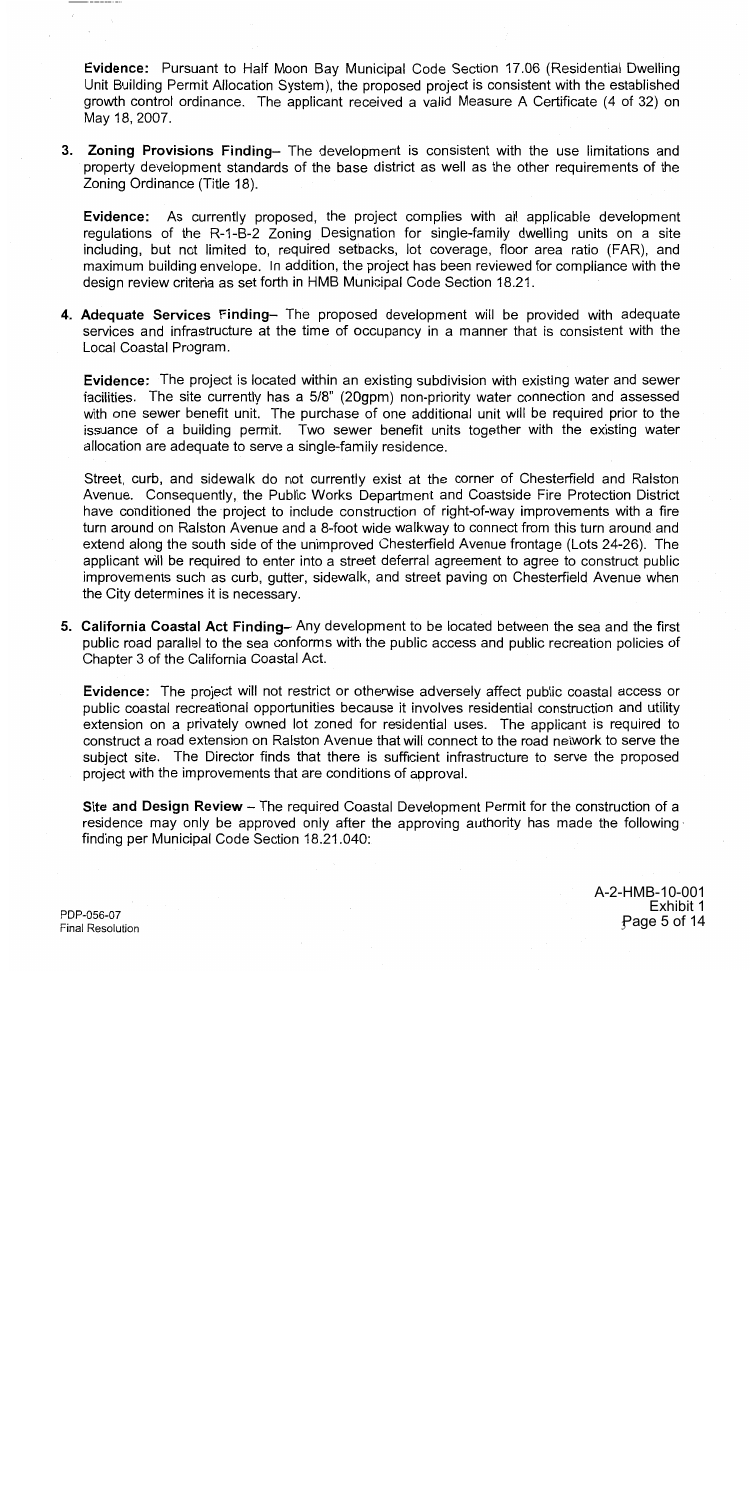**Evidence:** Pursuant to Half Moon Bay Municipal Code Section 17.06 (Residential Dwelling Unit Building Permit Allocation System), the proposed project is consistent with the established growth control ordinance. The applicant received a valid Measure A Certificate (4 of 32) on May 18, 2007.

3. **Zoning Provisions Finding**– The development is consistent with the use limitations and property development standards of the base district as well as the other requirements of the Zoning Ordinance (Title 18).

   **Evidence:** As currently proposed, the project complies with all applicable development regulations of the R-1-B-2 Zoning Designation for single-family dwelling units on a site including, but not limited to, required setbacks, lot coverage, floor area ratio (FAR), and maximum building envelope. In addition, the project has been reviewed for compliance with the design review criteria as set forth in HMB Municipal Code Section 18.21.

4. **Adequate Services Finding**– The proposed development will be provided with adequate services and infrastructure at the time of occupancy in a manner that is consistent with the Local Coastal Program.

   **Evidence:** The project is located within an existing subdivision with existing water and sewer facilities. The site currently has a 5/8" (20gpm) non-priority water connection and assessed with one sewer benefit unit. The purchase of one additional unit will be required prior to the issuance of a building permit. Two sewer benefit units together with the existing water allocation are adequate to serve a single-family residence.

   Street, curb, and sidewalk do not currently exist at the corner of Chesterfield and Ralston Avenue. Consequently, the Public Works Department and Coastside Fire Protection District have conditioned the project to include construction of right-of-way improvements with a fire turn around on Ralston Avenue and a 8-foot wide walkway to connect from this turn around and extend along the south side of the unimproved Chesterfield Avenue frontage (Lots 24-26). The applicant will be required to enter into a street deferral agreement to agree to construct public improvements such as curb, gutter, sidewalk, and street paving on Chesterfield Avenue when the City determines it is necessary.

5. **California Coastal Act Finding**– Any development to be located between the sea and the first public road parallel to the sea conforms with the public access and public recreation policies of Chapter 3 of the California Coastal Act.

   **Evidence:** The project will not restrict or otherwise adversely affect public coastal access or public coastal recreational opportunities because it involves residential construction and utility extension on a privately owned lot zoned for residential uses. The applicant is required to construct a road extension on Ralston Avenue that will connect to the road network to serve the subject site. The Director finds that there is sufficient infrastructure to serve the proposed project with the improvements that are conditions of approval.

**Site and Design Review** – The required Coastal Development Permit for the construction of a residence may only be approved only after the approving authority has made the following finding per Municipal Code Section 18.21.040:

PDP-056-07
Final Resolution

A-2-HMB-10-001
Exhibit 1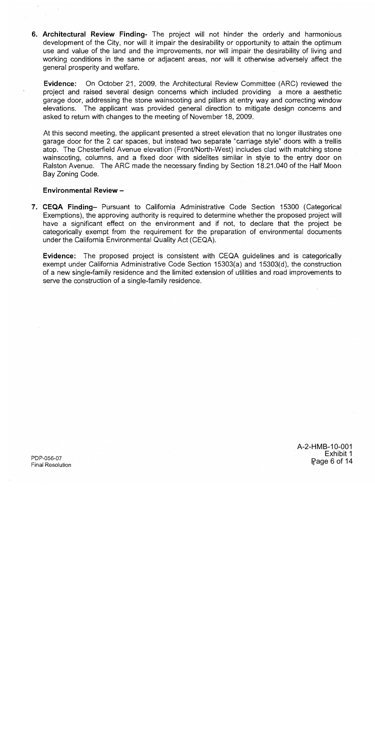6. **Architectural Review Finding-** The project will not hinder the orderly and harmonious development of the City, nor will it impair the desirability or opportunity to attain the optimum use and value of the land and the improvements, nor will impair the desirability of living and working conditions in the same or adjacent areas, nor will it otherwise adversely affect the general prosperity and welfare.

   **Evidence:** On October 21, 2009, the Architectural Review Committee (ARC) reviewed the project and raised several design concerns which included providing a more a aesthetic garage door, addressing the stone wainscoting and pillars at entry way and correcting window elevations. The applicant was provided general direction to mitigate design concerns and asked to return with changes to the meeting of November 18, 2009.

   At this second meeting, the applicant presented a street elevation that no longer illustrates one garage door for the 2 car spaces, but instead two separate "carriage style" doors with a trellis atop. The Chesterfield Avenue elevation (Front/North-West) includes clad with matching stone wainscoting, columns, and a fixed door with sidelites similar in style to the entry door on Ralston Avenue. The ARC made the necessary finding by Section 18.21.040 of the Half Moon Bay Zoning Code.

**Environmental Review –**

7. **CEQA Finding–** Pursuant to California Administrative Code Section 15300 (Categorical Exemptions), the approving authority is required to determine whether the proposed project will have a significant effect on the environment and if not, to declare that the project be categorically exempt from the requirement for the preparation of environmental documents under the California Environmental Quality Act (CEQA).

   **Evidence:** The proposed project is consistent with CEQA guidelines and is categorically exempt under California Administrative Code Section 15303(a) and 15303(d), the construction of a new single-family residence and the limited extension of utilities and road improvements to serve the construction of a single-family residence.

PDP-056-07
Final Resolution

A-2-HMB-10-001
Exhibit 1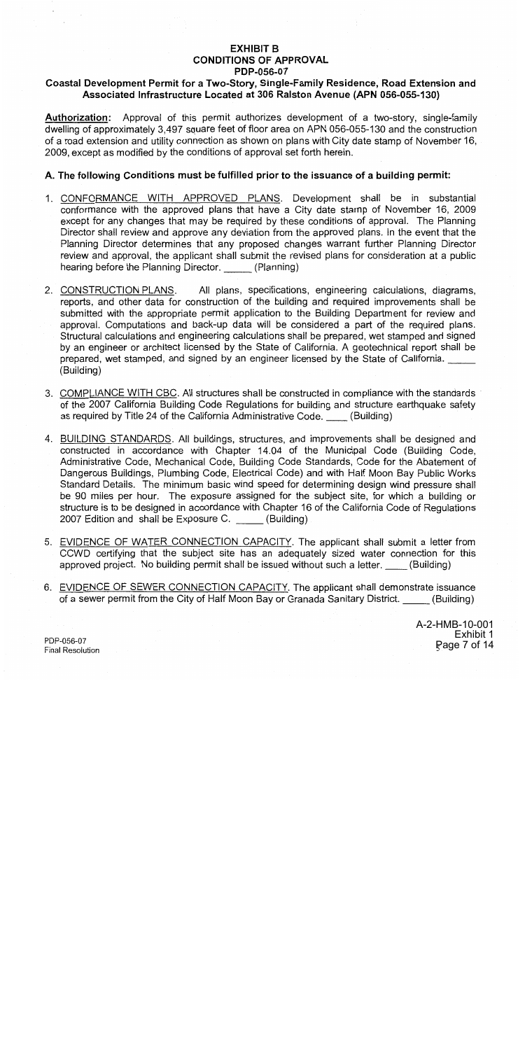# EXHIBIT B
## CONDITIONS OF APPROVAL
## PDP-056-07

**Coastal Development Permit for a Two-Story, Single-Family Residence, Road Extension and Associated Infrastructure Located at 306 Ralston Avenue (APN 056-055-130)**

**Authorization:** Approval of this permit authorizes development of a two-story, single-family dwelling of approximately 3,497 square feet of floor area on APN 056-055-130 and the construction of a road extension and utility connection as shown on plans with City date stamp of November 16, 2009, except as modified by the conditions of approval set forth herein.

### A. The following Conditions must be fulfilled prior to the issuance of a building permit:

1. CONFORMANCE WITH APPROVED PLANS. Development shall be in substantial conformance with the approved plans that have a City date stamp of November 16, 2009 except for any changes that may be required by these conditions of approval. The Planning Director shall review and approve any deviation from the approved plans. In the event that the Planning Director determines that any proposed changes warrant further Planning Director review and approval, the applicant shall submit the revised plans for consideration at a public hearing before the Planning Director. _____ (Planning)

2. CONSTRUCTION PLANS. All plans, specifications, engineering calculations, diagrams, reports, and other data for construction of the building and required improvements shall be submitted with the appropriate permit application to the Building Department for review and approval. Computations and back-up data will be considered a part of the required plans. Structural calculations and engineering calculations shall be prepared, wet stamped and signed by an engineer or architect licensed by the State of California. A geotechnical report shall be prepared, wet stamped, and signed by an engineer licensed by the State of California. _____ (Building)

3. COMPLIANCE WITH CBC. All structures shall be constructed in compliance with the standards of the 2007 California Building Code Regulations for building and structure earthquake safety as required by Title 24 of the California Administrative Code. ____ (Building)

4. BUILDING STANDARDS. All buildings, structures, and improvements shall be designed and constructed in accordance with Chapter 14.04 of the Municipal Code (Building Code, Administrative Code, Mechanical Code, Building Code Standards, Code for the Abatement of Dangerous Buildings, Plumbing Code, Electrical Code) and with Half Moon Bay Public Works Standard Details. The minimum basic wind speed for determining design wind pressure shall be 90 miles per hour. The exposure assigned for the subject site, for which a building or structure is to be designed in accordance with Chapter 16 of the California Code of Regulations 2007 Edition and shall be Exposure C. _____ (Building)

5. EVIDENCE OF WATER CONNECTION CAPACITY. The applicant shall submit a letter from CCWD certifying that the subject site has an adequately sized water connection for this approved project. No building permit shall be issued without such a letter. ____ (Building)

6. EVIDENCE OF SEWER CONNECTION CAPACITY. The applicant shall demonstrate issuance of a sewer permit from the City of Half Moon Bay or Granada Sanitary District. _____ (Building)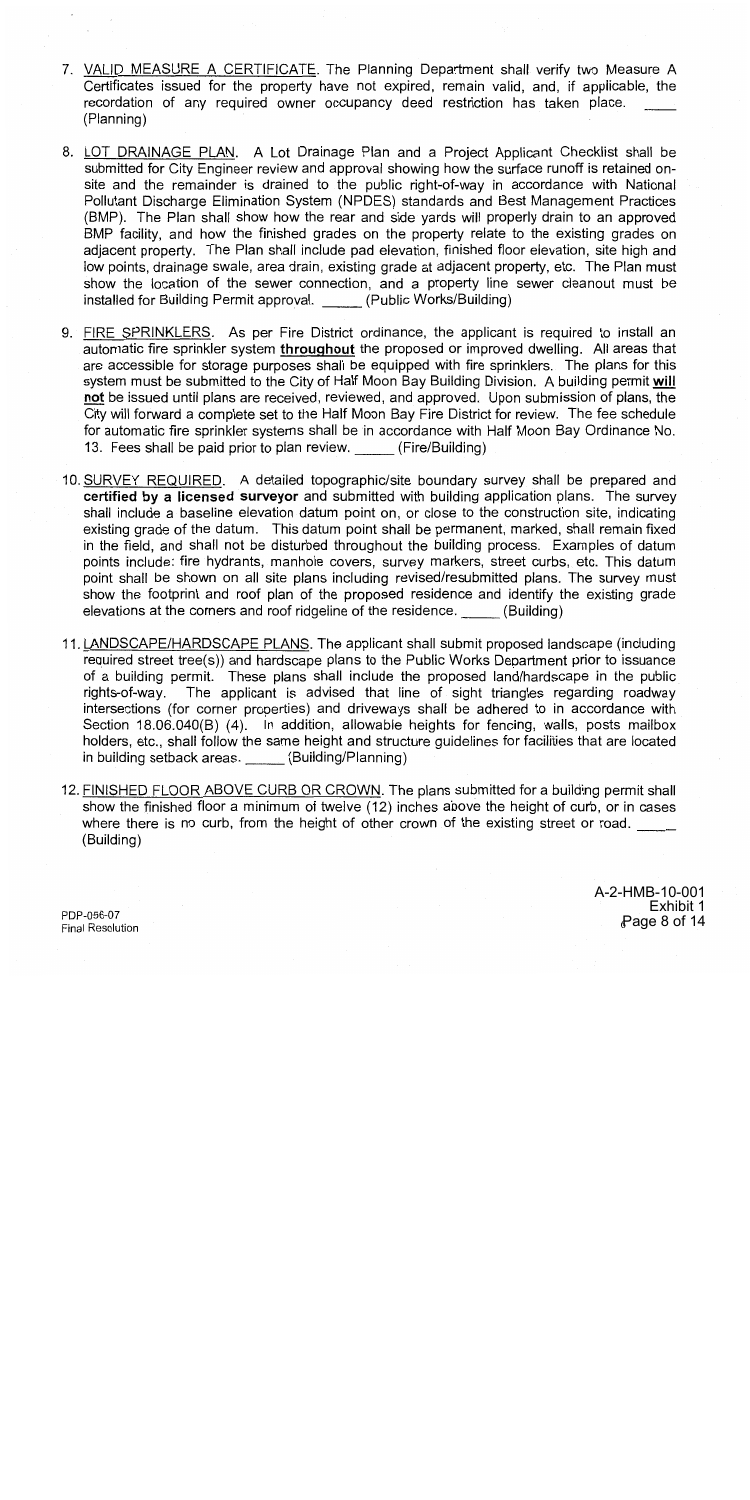7. <u>VALID MEASURE A CERTIFICATE</u>. The Planning Department shall verify two Measure A Certificates issued for the property have not expired, remain valid, and, if applicable, the recordation of any required owner occupancy deed restriction has taken place. ____ (Planning)

8. <u>LOT DRAINAGE PLAN</u>. A Lot Drainage Plan and a Project Applicant Checklist shall be submitted for City Engineer review and approval showing how the surface runoff is retained on-site and the remainder is drained to the public right-of-way in accordance with National Pollutant Discharge Elimination System (NPDES) standards and Best Management Practices (BMP). The Plan shall show how the rear and side yards will properly drain to an approved BMP facility, and how the finished grades on the property relate to the existing grades on adjacent property. The Plan shall include pad elevation, finished floor elevation, site high and low points, drainage swale, area drain, existing grade at adjacent property, etc. The Plan must show the location of the sewer connection, and a property line sewer cleanout must be installed for Building Permit approval. _____ (Public Works/Building)

9. <u>FIRE SPRINKLERS</u>. As per Fire District ordinance, the applicant is required to install an automatic fire sprinkler system **<u>throughout</u>** the proposed or improved dwelling. All areas that are accessible for storage purposes shall be equipped with fire sprinklers. The plans for this system must be submitted to the City of Half Moon Bay Building Division. A building permit **<u>will not</u>** be issued until plans are received, reviewed, and approved. Upon submission of plans, the City will forward a complete set to the Half Moon Bay Fire District for review. The fee schedule for automatic fire sprinkler systems shall be in accordance with Half Moon Bay Ordinance No. 13. Fees shall be paid prior to plan review. _____ (Fire/Building)

10. <u>SURVEY REQUIRED</u>. A detailed topographic/site boundary survey shall be prepared and **certified by a licensed surveyor** and submitted with building application plans. The survey shall include a baseline elevation datum point on, or close to the construction site, indicating existing grade of the datum. This datum point shall be permanent, marked, shall remain fixed in the field, and shall not be disturbed throughout the building process. Examples of datum points include: fire hydrants, manhole covers, survey markers, street curbs, etc. This datum point shall be shown on all site plans including revised/resubmitted plans. The survey must show the footprint and roof plan of the proposed residence and identify the existing grade elevations at the corners and roof ridgeline of the residence. _____ (Building)

11. <u>LANDSCAPE/HARDSCAPE PLANS</u>. The applicant shall submit proposed landscape (including required street tree(s)) and hardscape plans to the Public Works Department prior to issuance of a building permit. These plans shall include the proposed land/hardscape in the public rights-of-way. The applicant is advised that line of sight triangles regarding roadway intersections (for corner properties) and driveways shall be adhered to in accordance with Section 18.06.040(B) (4). In addition, allowable heights for fencing, walls, posts mailbox holders, etc., shall follow the same height and structure guidelines for facilities that are located in building setback areas. _____ (Building/Planning)

12. <u>FINISHED FLOOR ABOVE CURB OR CROWN</u>. The plans submitted for a building permit shall show the finished floor a minimum of twelve (12) inches above the height of curb, or in cases where there is no curb, from the height of other crown of the existing street or road. _____ (Building)

PDP-056-07
Final Resolution

A-2-HMB-10-001
Exhibit 1
Page 8 of 14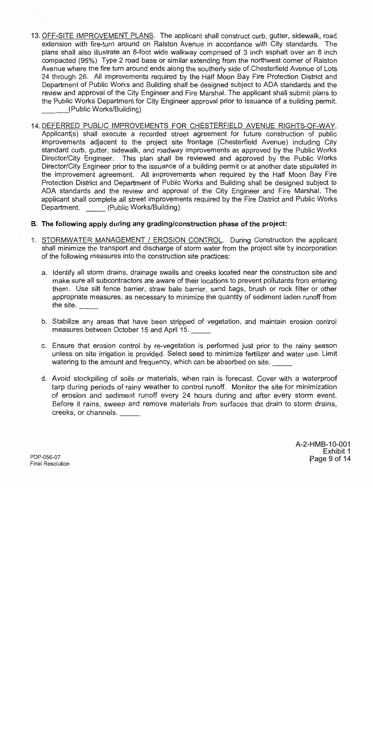13. <u>OFF-SITE IMPROVEMENT PLANS</u>. The applicant shall construct curb, gutter, sidewalk, road extension with fire-turn around on Ralston Avenue in accordance with City standards. The plans shall also illustrate an 8-foot wide walkway comprised of 3 inch asphalt over an 8 inch compacted (95%) Type 2 road base or similar extending from the northwest corner of Ralston Avenue where the fire turn around ends along the southerly side of Chesterfield Avenue of Lots 24 through 26. All improvements required by the Half Moon Bay Fire Protection District and Department of Public Works and Building shall be designed subject to ADA standards and the review and approval of the City Engineer and Fire Marshal. The applicant shall submit plans to the Public Works Department for City Engineer approval prior to issuance of a building permit. _____(Public Works/Building)

14. <u>DEFERRED PUBLIC IMPROVEMENTS FOR CHESTERFIELD AVENUE RIGHTS-OF-WAY</u>. Applicant(s) shall execute a recorded street agreement for future construction of public improvements adjacent to the project site frontage (Chesterfield Avenue) including City standard curb, gutter, sidewalk, and roadway improvements as approved by the Public Works Director/City Engineer. This plan shall be reviewed and approved by the Public Works Director/City Engineer prior to the issuance of a building permit or at another date stipulated in the improvement agreement. All improvements when required by the Half Moon Bay Fire Protection District and Department of Public Works and Building shall be designed subject to ADA standards and the review and approval of the City Engineer and Fire Marshal. The applicant shall complete all street improvements required by the Fire District and Public Works Department. _____ (Public Works/Building)

**B. The following apply during any grading/construction phase of the project:**

1. <u>STORMWATER MANAGEMENT / EROSION CONTROL</u>. During Construction the applicant shall minimize the transport and discharge of storm water from the project site by incorporation of the following measures into the construction site practices:

   a. Identify all storm drains, drainage swails and creeks located near the construction site and make sure all subcontractors are aware of their locations to prevent pollutants from entering them. Use silt fence barrier, straw bale barrier, sand bags, brush or rock filter or other appropriate measures, as necessary to minimize the quantity of sediment laden runoff from the site. _____

   b. Stabilize any areas that have been stripped of vegetation, and maintain erosion control measures between October 15 and April 15. _____

   c. Ensure that erosion control by re-vegetation is performed just prior to the rainy season unless on site irrigation is provided. Select seed to minimize fertilizer and water use. Limit watering to the amount and frequency, which can be absorbed on site. _____

   d. Avoid stockpiling of soils or materials, when rain is forecast. Cover with a waterproof tarp during periods of rainy weather to control runoff. Monitor the site for minimization of erosion and sediment runoff every 24 hours during and after every storm event. Before it rains, sweep and remove materials from surfaces that drain to storm drains, creeks, or channels. _____

PDP-056-07
Final Resolution

A-2-HMB-10-001
Exhibit 1
Page 9 of 14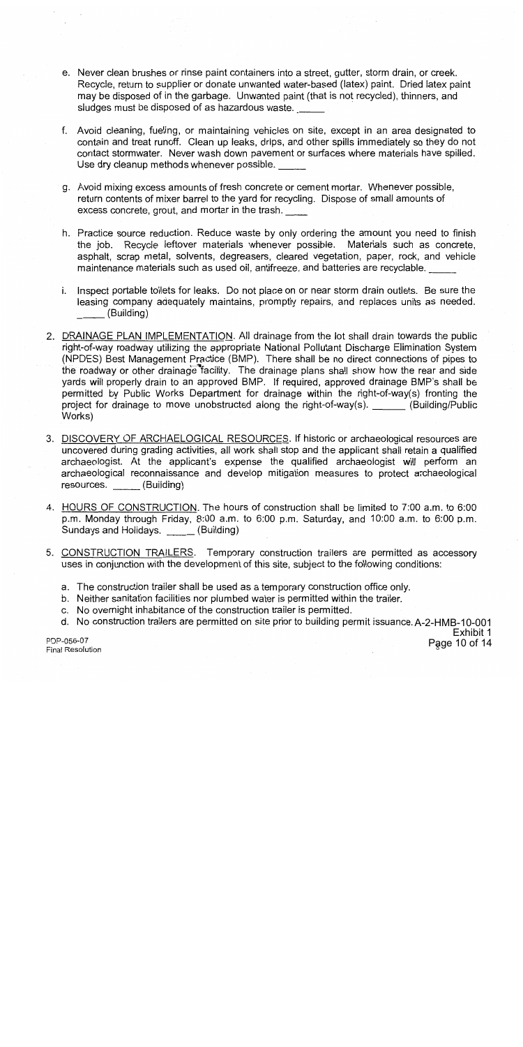e. Never clean brushes or rinse paint containers into a street, gutter, storm drain, or creek. Recycle, return to supplier or donate unwanted water-based (latex) paint. Dried latex paint may be disposed of in the garbage. Unwanted paint (that is not recycled), thinners, and sludges must be disposed of as hazardous waste. _____

f. Avoid cleaning, fueling, or maintaining vehicles on site, except in an area designated to contain and treat runoff. Clean up leaks, drips, and other spills immediately so they do not contact stormwater. Never wash down pavement or surfaces where materials have spilled. Use dry cleanup methods whenever possible. _____

g. Avoid mixing excess amounts of fresh concrete or cement mortar. Whenever possible, return contents of mixer barrel to the yard for recycling. Dispose of small amounts of excess concrete, grout, and mortar in the trash. ____

h. Practice source reduction. Reduce waste by only ordering the amount you need to finish the job. Recycle leftover materials whenever possible. Materials such as concrete, asphalt, scrap metal, solvents, degreasers, cleared vegetation, paper, rock, and vehicle maintenance materials such as used oil, antifreeze, and batteries are recyclable. _____

i. Inspect portable toilets for leaks. Do not place on or near storm drain outlets. Be sure the leasing company adequately maintains, promptly repairs, and replaces units as needed. _____ (Building)

2. <u>DRAINAGE PLAN IMPLEMENTATION</u>. All drainage from the lot shall drain towards the public right-of-way roadway utilizing the appropriate National Pollutant Discharge Elimination System (NPDES) Best Management Practice (BMP). There shall be no direct connections of pipes to the roadway or other drainage facility. The drainage plans shall show how the rear and side yards will properly drain to an approved BMP. If required, approved drainage BMP's shall be permitted by Public Works Department for drainage within the right-of-way(s) fronting the project for drainage to move unobstructed along the right-of-way(s). ______ (Building/Public Works)

3. <u>DISCOVERY OF ARCHAELOGICAL RESOURCES</u>. If historic or archaeological resources are uncovered during grading activities, all work shall stop and the applicant shall retain a qualified archaeologist. At the applicant's expense the qualified archaeologist will perform an archaeological reconnaissance and develop mitigation measures to protect archaeological resources. _____ (Building)

4. <u>HOURS OF CONSTRUCTION</u>. The hours of construction shall be limited to 7:00 a.m. to 6:00 p.m. Monday through Friday, 8:00 a.m. to 6:00 p.m. Saturday, and 10:00 a.m. to 6:00 p.m. Sundays and Holidays. _____ (Building)

5. <u>CONSTRUCTION TRAILERS</u>. Temporary construction trailers are permitted as accessory uses in conjunction with the development of this site, subject to the following conditions:

   a. The construction trailer shall be used as a temporary construction office only.
   b. Neither sanitation facilities nor plumbed water is permitted within the trailer.
   c. No overnight inhabitance of the construction trailer is permitted.
   d. No construction trailers are permitted on site prior to building permit issuance.

A-2-HMB-10-001
Exhibit 1
Page 10 of 14

PDP-056-07
Final Resolution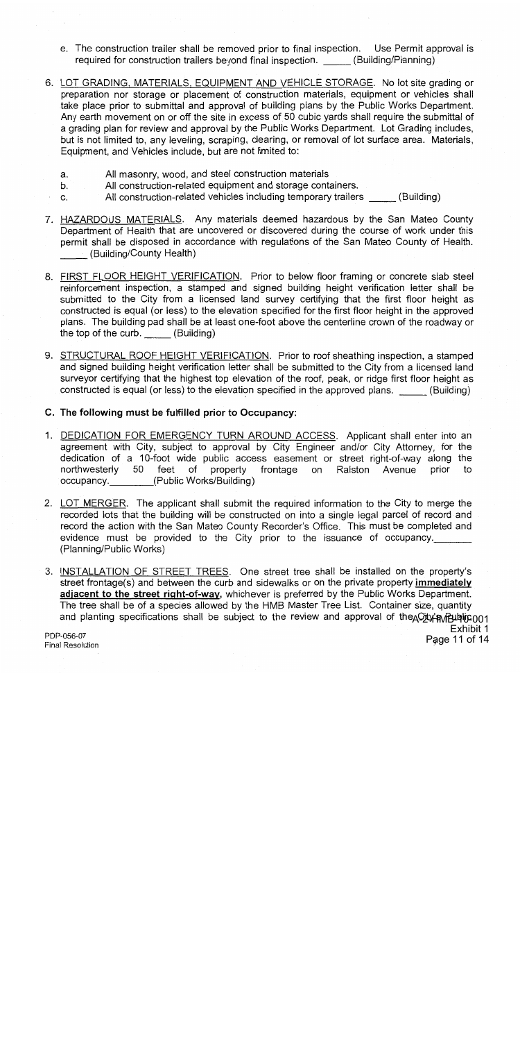e. The construction trailer shall be removed prior to final inspection. Use Permit approval is required for construction trailers beyond final inspection. _____ (Building/Planning)

6. LOT GRADING, MATERIALS, EQUIPMENT AND VEHICLE STORAGE. No lot site grading or preparation nor storage or placement of construction materials, equipment or vehicles shall take place prior to submittal and approval of building plans by the Public Works Department. Any earth movement on or off the site in excess of 50 cubic yards shall require the submittal of a grading plan for review and approval by the Public Works Department. Lot Grading includes, but is not limited to, any leveling, scraping, clearing, or removal of lot surface area. Materials, Equipment, and Vehicles include, but are not limited to:

   a. All masonry, wood, and steel construction materials
   b. All construction-related equipment and storage containers.
   c. All construction-related vehicles including temporary trailers _____ (Building)

7. HAZARDOUS MATERIALS. Any materials deemed hazardous by the San Mateo County Department of Health that are uncovered or discovered during the course of work under this permit shall be disposed in accordance with regulations of the San Mateo County of Health. _____ (Building/County Health)

8. FIRST FLOOR HEIGHT VERIFICATION. Prior to below floor framing or concrete slab steel reinforcement inspection, a stamped and signed building height verification letter shall be submitted to the City from a licensed land survey certifying that the first floor height as constructed is equal (or less) to the elevation specified for the first floor height in the approved plans. The building pad shall be at least one-foot above the centerline crown of the roadway or the top of the curb. _____ (Building)

9. STRUCTURAL ROOF HEIGHT VERIFICATION. Prior to roof sheathing inspection, a stamped and signed building height verification letter shall be submitted to the City from a licensed land surveyor certifying that the highest top elevation of the roof, peak, or ridge first floor height as constructed is equal (or less) to the elevation specified in the approved plans. _____ (Building)

**C. The following must be fulfilled prior to Occupancy:**

1. DEDICATION FOR EMERGENCY TURN AROUND ACCESS. Applicant shall enter into an agreement with City, subject to approval by City Engineer and/or City Attorney, for the dedication of a 10-foot wide public access easement or street right-of-way along the northwesterly 50 feet of property frontage on Ralston Avenue prior to occupancy._________(Public Works/Building)

2. LOT MERGER. The applicant shall submit the required information to the City to merge the recorded lots that the building will be constructed on into a single legal parcel of record and record the action with the San Mateo County Recorder's Office. This must be completed and evidence must be provided to the City prior to the issuance of occupancy._______ (Planning/Public Works)

3. INSTALLATION OF STREET TREES. One street tree shall be installed on the property's street frontage(s) and between the curb and sidewalks or on the private property **immediately adjacent to the street right-of-way**, whichever is preferred by the Public Works Department. The tree shall be of a species allowed by the HMB Master Tree List. Container size, quantity and planting specifications shall be subject to the review and approval of the City's Public

PDP-056-07
Final Resolution

A-2-HMB-10-001
Exhibit 1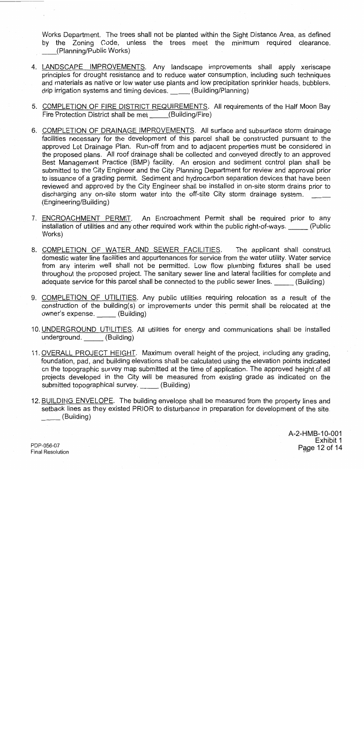Works Department. The trees shall not be planted within the Sight Distance Area, as defined by the Zoning Code, unless the trees meet the minimum required clearance. ____(Planning/Public Works)

4. <u>LANDSCAPE IMPROVEMENTS</u>. Any landscape improvements shall apply xeriscape principles for drought resistance and to reduce water consumption, including such techniques and materials as native or low water use plants and low precipitation sprinkler heads, bubblers, drip irrigation systems and timing devices. _____ (Building/Planning)

5. <u>COMPLETION OF FIRE DISTRICT REQUIREMENTS</u>. All requirements of the Half Moon Bay Fire Protection District shall be met _____(Building/Fire)

6. <u>COMPLETION OF DRAINAGE IMPROVEMENTS</u>. All surface and subsurface storm drainage facilities necessary for the development of this parcel shall be constructed pursuant to the approved Lot Drainage Plan. Run-off from and to adjacent properties must be considered in the proposed plans. All roof drainage shall be collected and conveyed directly to an approved Best Management Practice (BMP) facility. An erosion and sediment control plan shall be submitted to the City Engineer and the City Planning Department for review and approval prior to issuance of a grading permit. Sediment and hydrocarbon separation devices that have been reviewed and approved by the City Engineer shall be installed in on-site storm drains prior to discharging any on-site storm water into the off-site City storm drainage system. ____ (Engineering/Building)

7. <u>ENCROACHMENT PERMIT</u>. An Encroachment Permit shall be required prior to any installation of utilities and any other required work within the public right-of-ways. _____ (Public Works)

8. <u>COMPLETION OF WATER AND SEWER FACILITIES</u>. The applicant shall construct domestic water line facilities and appurtenances for service from the water utility. Water service from any interim well shall not be permitted. Low flow plumbing fixtures shall be used throughout the proposed project. The sanitary sewer line and lateral facilities for complete and adequate service for this parcel shall be connected to the public sewer lines. _____ (Building)

9. <u>COMPLETION OF UTILITIES</u>. Any public utilities requiring relocation as a result of the construction of the building(s) or improvements under this permit shall be relocated at the owner's expense. _____ (Building)

10. <u>UNDERGROUND UTILITIES</u>. All utilities for energy and communications shall be installed underground. _____ (Building)

11. <u>OVERALL PROJECT HEIGHT</u>. Maximum overall height of the project, including any grading, foundation, pad, and building elevations shall be calculated using the elevation points indicated on the topographic survey map submitted at the time of application. The approved height of all projects developed in the City will be measured from existing grade as indicated on the submitted topographical survey. _____ (Building)

12. <u>BUILDING ENVELOPE</u>. The building envelope shall be measured from the property lines and setback lines as they existed PRIOR to disturbance in preparation for development of the site. _____ (Building)

A-2-HMB-10-001
Exhibit 1
Page 12 of 14

PDP-056-07
Final Resolution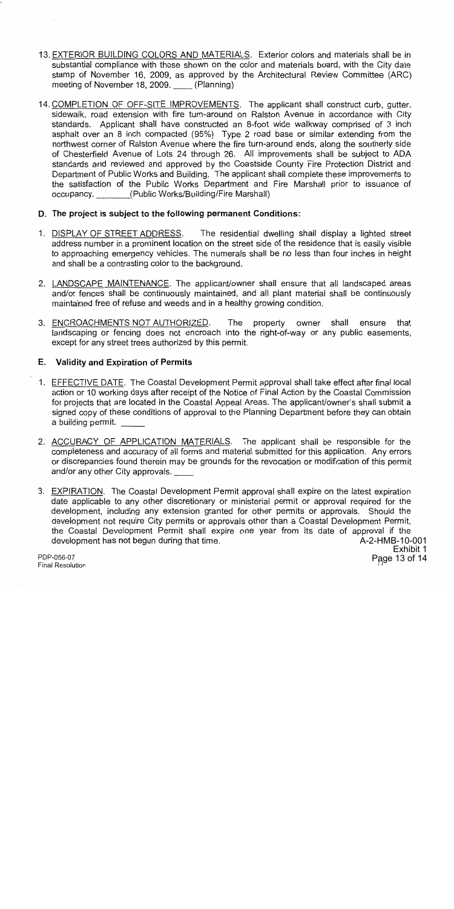13. EXTERIOR BUILDING COLORS AND MATERIALS. Exterior colors and materials shall be in substantial compliance with those shown on the color and materials board, with the City date stamp of November 16, 2009, as approved by the Architectural Review Committee (ARC) meeting of November 18, 2009. ____ (Planning)

14. COMPLETION OF OFF-SITE IMPROVEMENTS. The applicant shall construct curb, gutter, sidewalk, road extension with fire turn-around on Ralston Avenue in accordance with City standards. Applicant shall have constructed an 8-foot wide walkway comprised of 3 inch asphalt over an 8 inch compacted (95%) Type 2 road base or similar extending from the northwest corner of Ralston Avenue where the fire turn-around ends, along the southerly side of Chesterfield Avenue of Lots 24 through 26. All improvements shall be subject to ADA standards and reviewed and approved by the Coastside County Fire Protection District and Department of Public Works and Building. The applicant shall complete these improvements to the satisfaction of the Public Works Department and Fire Marshall prior to issuance of occupancy. ________(Public Works/Building/Fire Marshall)

## D. The project is subject to the following permanent Conditions:

1. DISPLAY OF STREET ADDRESS. The residential dwelling shall display a lighted street address number in a prominent location on the street side of the residence that is easily visible to approaching emergency vehicles. The numerals shall be no less than four inches in height and shall be a contrasting color to the background.

2. LANDSCAPE MAINTENANCE. The applicant/owner shall ensure that all landscaped areas and/or fences shall be continuously maintained, and all plant material shall be continuously maintained free of refuse and weeds and in a healthy growing condition.

3. ENCROACHMENTS NOT AUTHORIZED. The property owner shall ensure that landscaping or fencing does not encroach into the right-of-way or any public easements, except for any street trees authorized by this permit.

## E. Validity and Expiration of Permits

1. EFFECTIVE DATE. The Coastal Development Permit approval shall take effect after final local action or 10 working days after receipt of the Notice of Final Action by the Coastal Commission for projects that are located in the Coastal Appeal Areas. The applicant/owner's shall submit a signed copy of these conditions of approval to the Planning Department before they can obtain a building permit. _____

2. ACCURACY OF APPLICATION MATERIALS. The applicant shall be responsible for the completeness and accuracy of all forms and material submitted for this application. Any errors or discrepancies found therein may be grounds for the revocation or modification of this permit and/or any other City approvals. ____

3. EXPIRATION. The Coastal Development Permit approval shall expire on the latest expiration date applicable to any other discretionary or ministerial permit or approval required for the development, including any extension granted for other permits or approvals. Should the development not require City permits or approvals other than a Coastal Development Permit, the Coastal Development Permit shall expire one year from its date of approval if the development has not begun during that time.

A-2-HMB-10-001
Exhibit 1

PDP-056-07
Final Resolution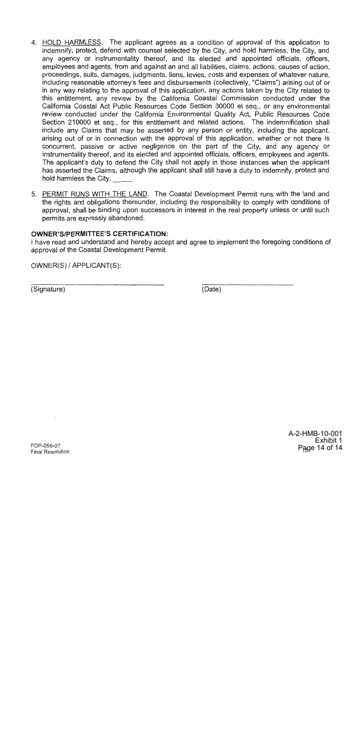4. HOLD HARMLESS. The applicant agrees as a condition of approval of this application to indemnify, protect, defend with counsel selected by the City, and hold harmless, the City, and any agency or instrumentality thereof, and its elected and appointed officials, officers, employees and agents, from and against an and all liabilities, claims, actions, causes of action, proceedings, suits, damages, judgments, liens, levies, costs and expenses of whatever nature, including reasonable attorney's fees and disbursements (collectively, "Claims") arising out of or in any way relating to the approval of this application, any actions taken by the City related to this entitlement, any review by the California Coastal Commission conducted under the California Coastal Act Public Resources Code Section 30000 et seq., or any environmental review conducted under the California Environmental Quality Act, Public Resources Code Section 210000 et seq., for this entitlement and related actions. The indemnification shall include any Claims that may be asserted by any person or entity, including the applicant, arising out of or in connection with the approval of this application, whether or not there is concurrent, passive or active negligence on the part of the City, and any agency or instrumentality thereof, and its elected and appointed officials, officers, employees and agents. The applicant's duty to defend the City shall not apply in those instances when the applicant has asserted the Claims, although the applicant shall still have a duty to indemnify, protect and hold harmless the City. ____

5. PERMIT RUNS WITH THE LAND. The Coastal Development Permit runs with the land and the rights and obligations thereunder, including the responsibility to comply with conditions of approval, shall be binding upon successors in interest in the real property unless or until such permits are expressly abandoned.

**OWNER'S/PERMITTEE'S CERTIFICATION:**

I have read and understand and hereby accept and agree to implement the foregoing conditions of approval of the Coastal Development Permit.

OWNER(S) / APPLICANT(S):

______________________________ ______________________
(Signature) (Date)

PDP-056-07
Final Resolution

A-2-HMB-10-001
Exhibit 1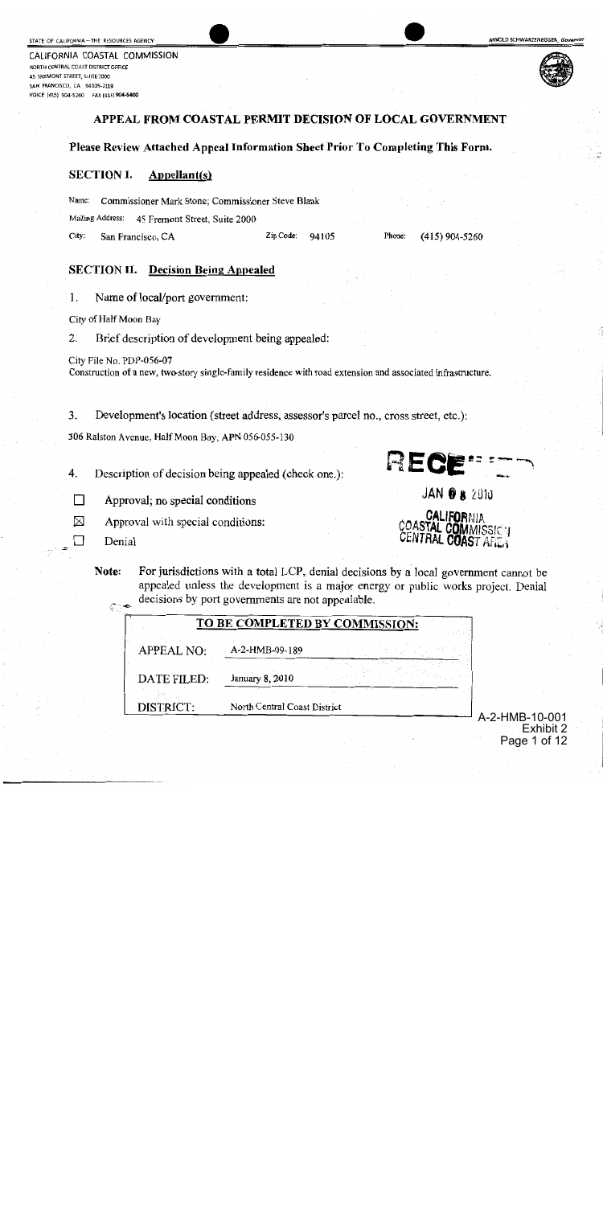STATE OF CALIFORNIA -- THE RESOURCES AGENCY

ARNOLD SCHWARZENEGGER, *Governor*

CALIFORNIA COASTAL COMMISSION
NORTH CENTRAL COAST DISTRICT OFFICE
45 FREMONT STREET, SUITE 2000
SAN FRANCISCO, CA 94105-2219
VOICE (415) 904-5260 FAX (415) 904-5400

# APPEAL FROM COASTAL PERMIT DECISION OF LOCAL GOVERNMENT

**Please Review Attached Appeal Information Sheet Prior To Completing This Form.**

## SECTION I. Appellant(s)

Name: Commissioner Mark Stone; Commissioner Steve Blank

Mailing Address: 45 Fremont Street, Suite 2000

City: San Francisco, CA  Zip Code: 94105  Phone: (415) 904-5260

## SECTION II. Decision Being Appealed

1. Name of local/port government:

City of Half Moon Bay

2. Brief description of development being appealed:

City File No. PDP-056-07
Construction of a new, two-story single-family residence with road extension and associated infrastructure.

3. Development's location (street address, assessor's parcel no., cross street, etc.):

306 Ralston Avenue, Half Moon Bay, APN 056-055-130

4. Description of decision being appealed (check one.):

- ☐ Approval; no special conditions
- ☒ Approval with special conditions:
- ☐ Denial

RECEIVED
JAN 08 2010
CALIFORNIA COASTAL COMMISSION CENTRAL COAST AREA

**Note:** For jurisdictions with a total LCP, denial decisions by a local government cannot be appealed unless the development is a major energy or public works project. Denial decisions by port governments are not appealable.

**TO BE COMPLETED BY COMMISSION:**

| | |
|---|---|
| APPEAL NO: | A-2-HMB-09-189 |
| DATE FILED: | January 8, 2010 |
| DISTRICT: | North Central Coast District |

A-2-HMB-10-001
Exhibit 2
Page 1 of 12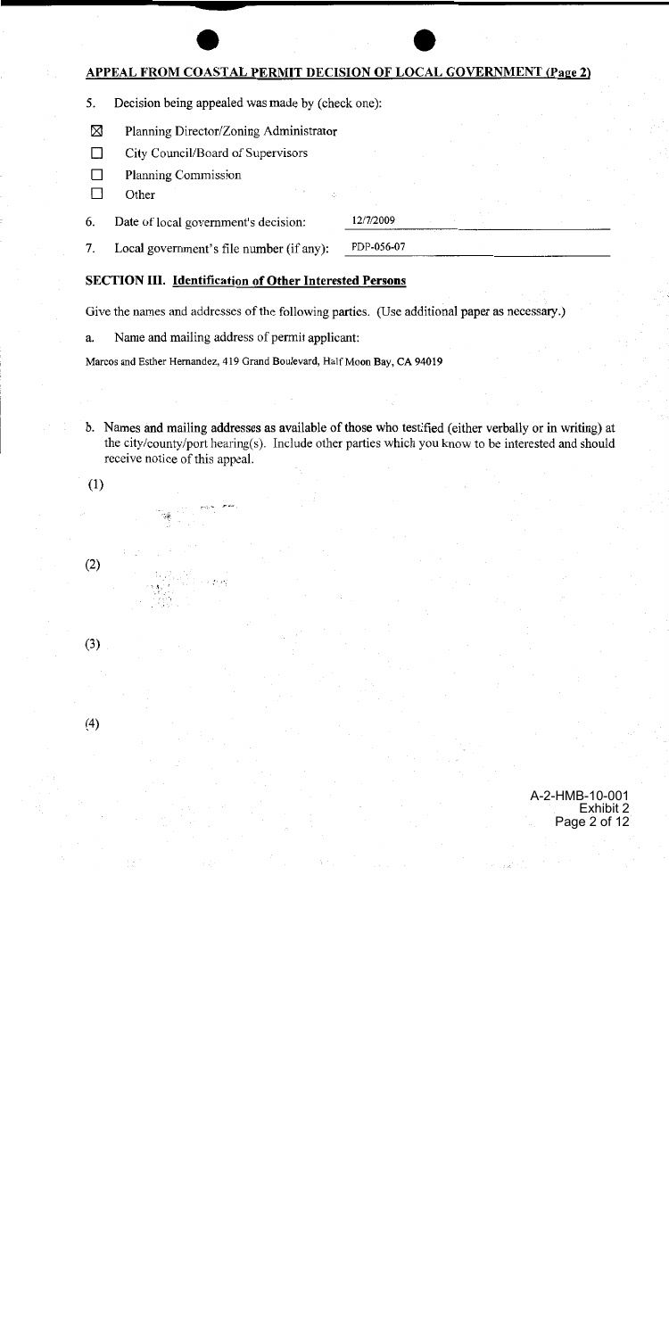## APPEAL FROM COASTAL PERMIT DECISION OF LOCAL GOVERNMENT (Page 2)

5. Decision being appealed was made by (check one):

- ☒ Planning Director/Zoning Administrator
- ☐ City Council/Board of Supervisors
- ☐ Planning Commission
- ☐ Other

6. Date of local government's decision: 12/7/2009

7. Local government's file number (if any): PDP-056-07

### SECTION III. Identification of Other Interested Persons

Give the names and addresses of the following parties. (Use additional paper as necessary.)

a. Name and mailing address of permit applicant:

Marcos and Esther Hernandez, 419 Grand Boulevard, Half Moon Bay, CA 94019

b. Names and mailing addresses as available of those who testified (either verbally or in writing) at the city/county/port hearing(s). Include other parties which you know to be interested and should receive notice of this appeal.

(1)

(2)

(3)

(4)

A-2-HMB-10-001
Exhibit 2
Page 2 of 12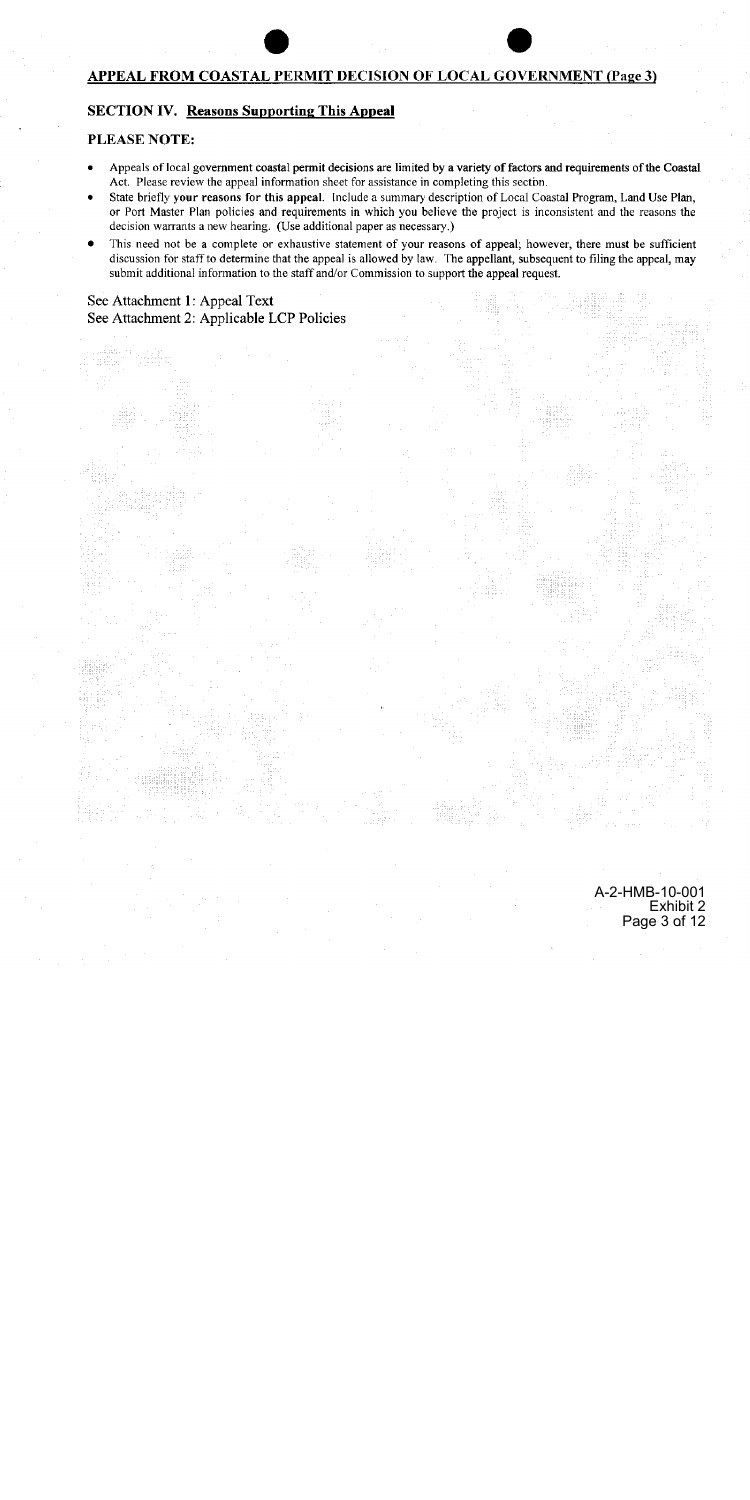## APPEAL FROM COASTAL PERMIT DECISION OF LOCAL GOVERNMENT (Page 3)

### SECTION IV. Reasons Supporting This Appeal

**PLEASE NOTE:**

- Appeals of local government coastal permit decisions are limited by a variety of factors and requirements of the Coastal Act. Please review the appeal information sheet for assistance in completing this section.
- State briefly **your reasons for this appeal**. Include a summary description of Local Coastal Program, Land Use Plan, or Port Master Plan policies and requirements in which you believe the project is inconsistent and the reasons the decision warrants a new hearing. (Use additional paper as necessary.)
- This need not be a complete or exhaustive statement of your reasons of appeal; however, there must be sufficient discussion for staff to determine that the appeal is allowed by law. The appellant, subsequent to filing the appeal, may submit additional information to the staff and/or Commission to support the appeal request.

See Attachment 1: Appeal Text
See Attachment 2: Applicable LCP Policies

A-2-HMB-10-001
Exhibit 2
Page 3 of 12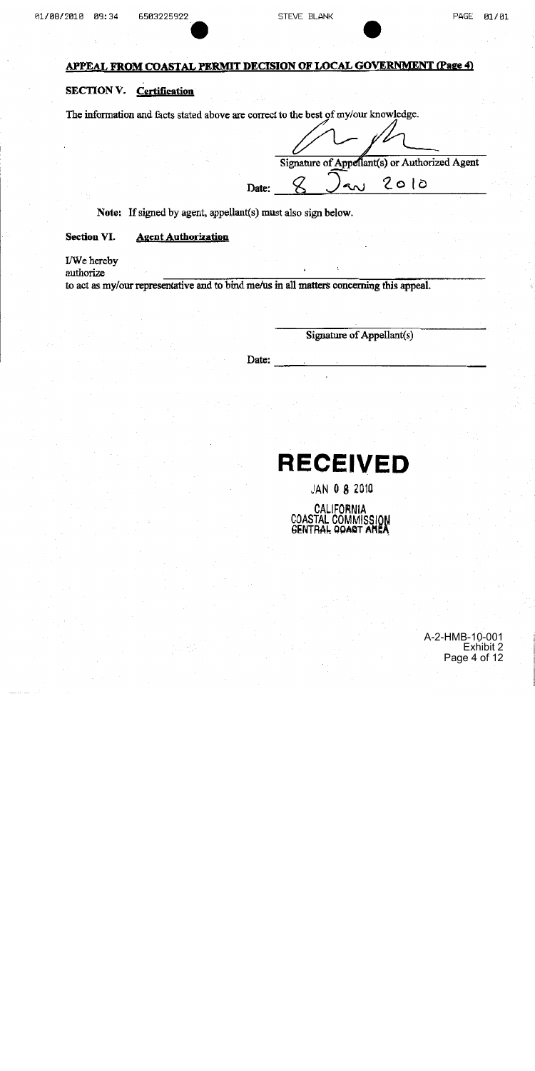## APPEAL FROM COASTAL PERMIT DECISION OF LOCAL GOVERNMENT (Page 4)

### SECTION V. Certification

The information and facts stated above are correct to the best of my/our knowledge.

Signature of Appellant(s) or Authorized Agent

Date: 8 Jan 2010

**Note:** If signed by agent, appellant(s) must also sign below.

### Section VI. Agent Authorization

I/We hereby authorize \_\_\_\_\_\_\_\_\_\_\_\_\_\_\_\_\_\_\_\_\_\_\_\_\_\_\_\_\_\_ to act as my/our representative and to bind me/us in all matters concerning this appeal.

Signature of Appellant(s)

Date: \_\_\_\_\_\_\_\_\_\_\_\_\_\_\_\_

**RECEIVED**

JAN 0 8 2010

CALIFORNIA COASTAL COMMISSION CENTRAL COAST AREA

A-2-HMB-10-001
Exhibit 2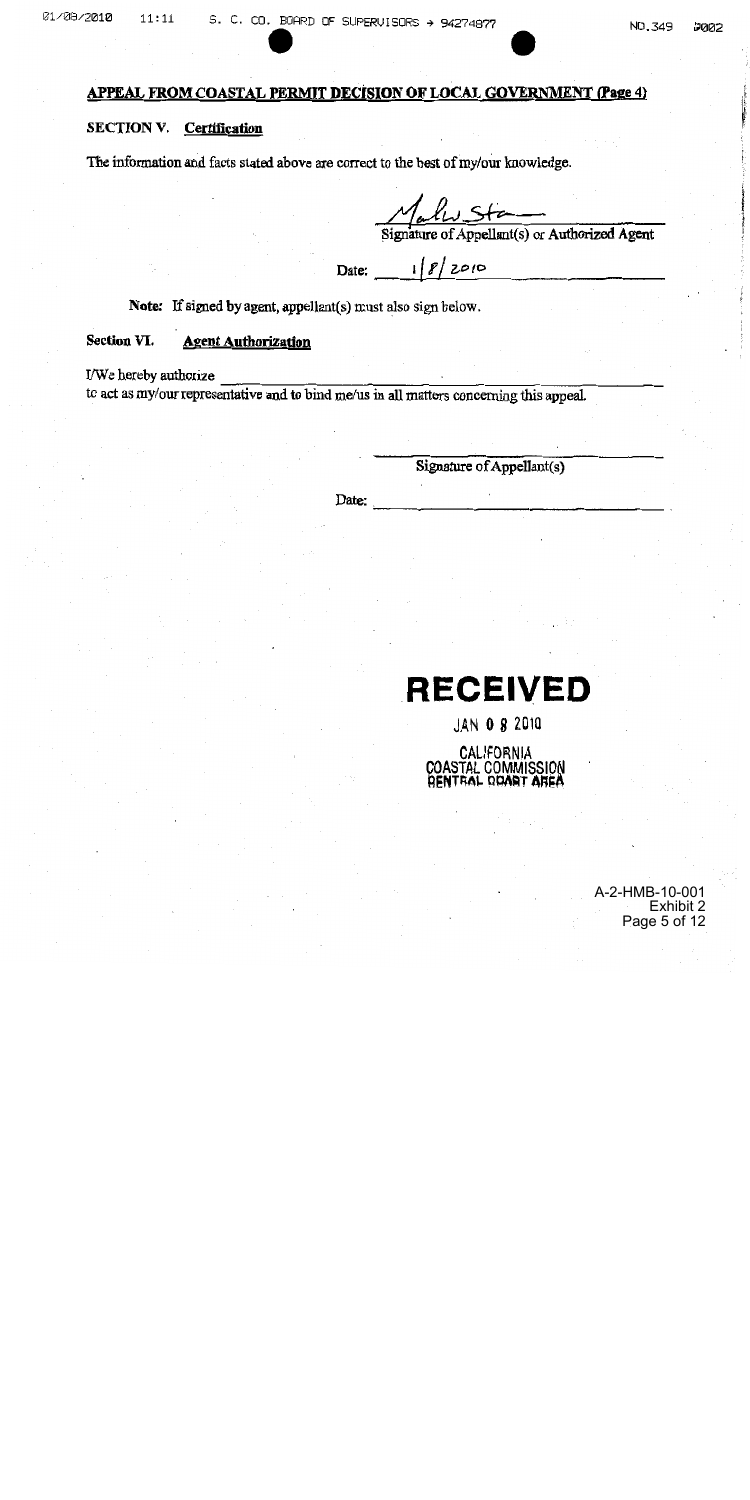## APPEAL FROM COASTAL PERMIT DECISION OF LOCAL GOVERNMENT (Page 4)

### SECTION V. Certification

The information and facts stated above are correct to the best of my/our knowledge.

Signature of Appellant(s) or Authorized Agent

Date: 1/8/2010

**Note:** If signed by agent, appellant(s) must also sign below.

### Section VI. Agent Authorization

I/We hereby authorize \_\_\_\_\_\_\_\_\_\_\_\_\_\_\_\_\_\_\_\_\_\_\_\_\_\_\_\_\_\_\_\_
to act as my/our representative and to bind me/us in all matters concerning this appeal.

Signature of Appellant(s)

Date:

**RECEIVED**

JAN 0 8 2010

CALIFORNIA
COASTAL COMMISSION
CENTRAL COAST AREA

A-2-HMB-10-001
Exhibit 2
Page 5 of 12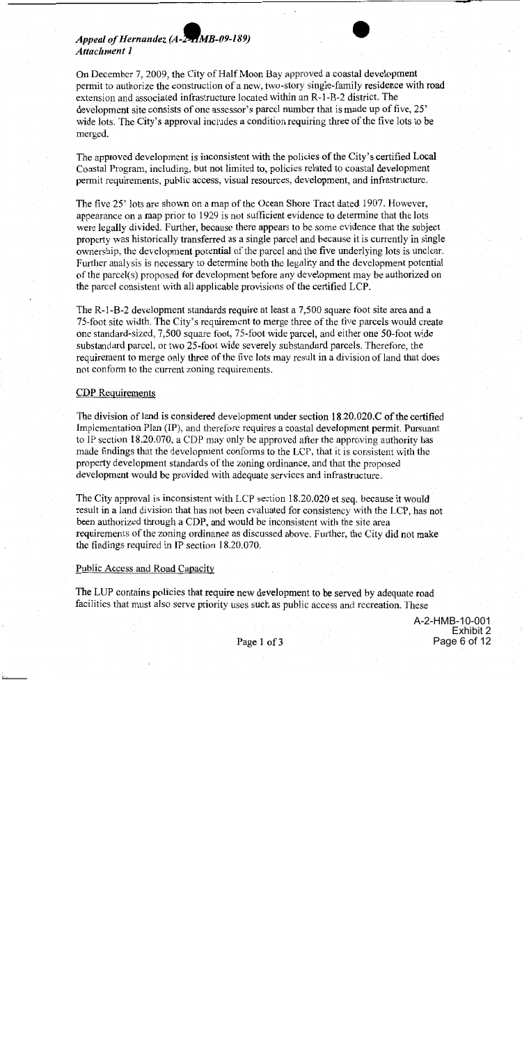***Appeal of Hernandez (A-2-HMB-09-189)***
***Attachment 1***

On December 7, 2009, the City of Half Moon Bay approved a coastal development permit to authorize the construction of a new, two-story single-family residence with road extension and associated infrastructure located within an R-1-B-2 district. The development site consists of one assessor's parcel number that is made up of five, 25' wide lots. The City's approval includes a condition requiring three of the five lots to be merged.

The approved development is inconsistent with the policies of the City's certified Local Coastal Program, including, but not limited to, policies related to coastal development permit requirements, public access, visual resources, development, and infrastructure.

The five 25' lots are shown on a map of the Ocean Shore Tract dated 1907. However, appearance on a map prior to 1929 is not sufficient evidence to determine that the lots were legally divided. Further, because there appears to be some evidence that the subject property was historically transferred as a single parcel and because it is currently in single ownership, the development potential of the parcel and the five underlying lots is unclear. Further analysis is necessary to determine both the legality and the development potential of the parcel(s) proposed for development before any development may be authorized on the parcel consistent with all applicable provisions of the certified LCP.

The R-1-B-2 development standards require at least a 7,500 square foot site area and a 75-foot site width. The City's requirement to merge three of the five parcels would create one standard-sized, 7,500 square foot, 75-foot wide parcel, and either one 50-foot wide substandard parcel, or two 25-foot wide severely substandard parcels. Therefore, the requirement to merge only three of the five lots may result in a division of land that does not conform to the current zoning requirements.

## CDP Requirements

The division of land is considered development under section 18.20.020.C of the certified Implementation Plan (IP), and therefore requires a coastal development permit. Pursuant to IP section 18.20.070, a CDP may only be approved after the approving authority has made findings that the development conforms to the LCP, that it is consistent with the property development standards of the zoning ordinance, and that the proposed development would be provided with adequate services and infrastructure.

The City approval is inconsistent with LCP section 18.20.020 et seq. because it would result in a land division that has not been evaluated for consistency with the LCP, has not been authorized through a CDP, and would be inconsistent with the site area requirements of the zoning ordinance as discussed above. Further, the City did not make the findings required in IP section 18.20.070.

## Public Access and Road Capacity

The LUP contains policies that require new development to be served by adequate road facilities that must also serve priority uses such as public access and recreation. These

A-2-HMB-10-001
Exhibit 2
Page 6 of 12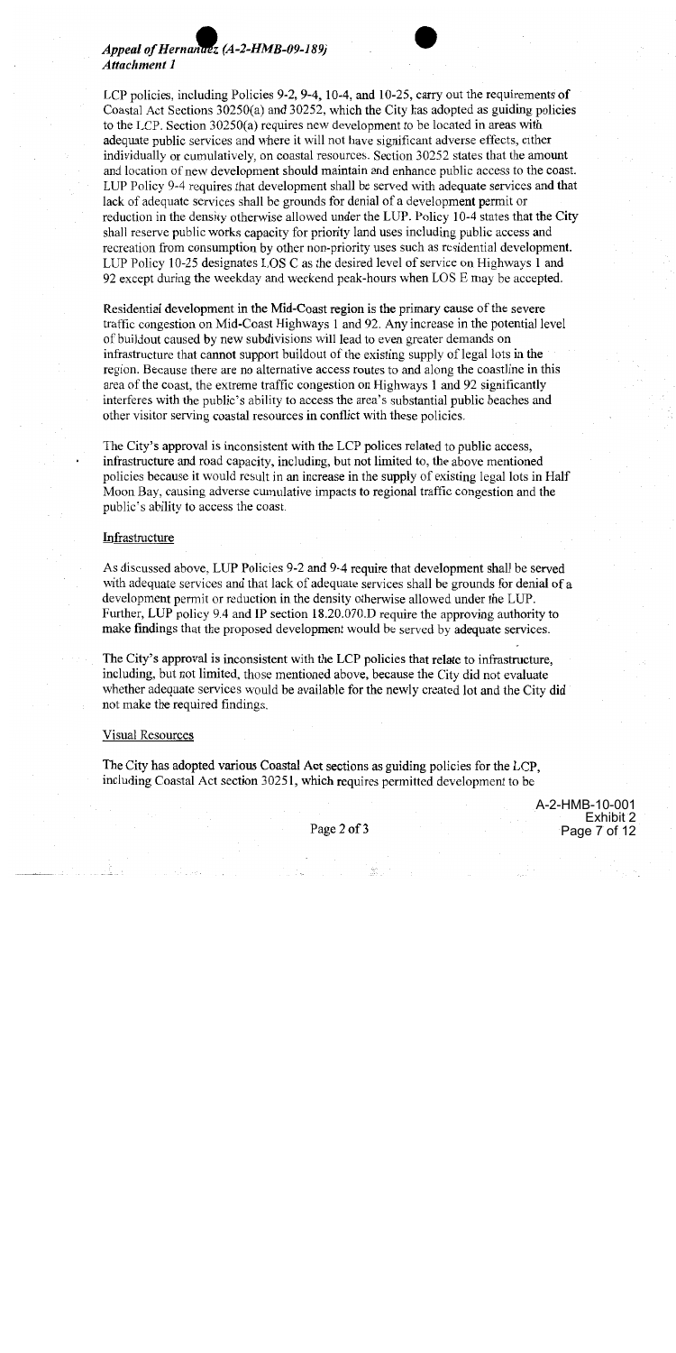LCP policies, including Policies 9-2, 9-4, 10-4, and 10-25, carry out the requirements of Coastal Act Sections 30250(a) and 30252, which the City has adopted as guiding policies to the LCP. Section 30250(a) requires new development to be located in areas with adequate public services and where it will not have significant adverse effects, either individually or cumulatively, on coastal resources. Section 30252 states that the amount and location of new development should maintain and enhance public access to the coast. LUP Policy 9-4 requires that development shall be served with adequate services and that lack of adequate services shall be grounds for denial of a development permit or reduction in the density otherwise allowed under the LUP. Policy 10-4 states that the City shall reserve public works capacity for priority land uses including public access and recreation from consumption by other non-priority uses such as residential development. LUP Policy 10-25 designates LOS C as the desired level of service on Highways 1 and 92 except during the weekday and weekend peak-hours when LOS E may be accepted.

Residential development in the Mid-Coast region is the primary cause of the severe traffic congestion on Mid-Coast Highways 1 and 92. Any increase in the potential level of buildout caused by new subdivisions will lead to even greater demands on infrastructure that cannot support buildout of the existing supply of legal lots in the region. Because there are no alternative access routes to and along the coastline in this area of the coast, the extreme traffic congestion on Highways 1 and 92 significantly interferes with the public's ability to access the area's substantial public beaches and other visitor serving coastal resources in conflict with these policies.

The City's approval is inconsistent with the LCP polices related to public access, infrastructure and road capacity, including, but not limited to, the above mentioned policies because it would result in an increase in the supply of existing legal lots in Half Moon Bay, causing adverse cumulative impacts to regional traffic congestion and the public's ability to access the coast.

## Infrastructure

As discussed above, LUP Policies 9-2 and 9-4 require that development shall be served with adequate services and that lack of adequate services shall be grounds for denial of a development permit or reduction in the density otherwise allowed under the LUP. Further, LUP policy 9.4 and IP section 18.20.070.D require the approving authority to make findings that the proposed development would be served by adequate services.

The City's approval is inconsistent with the LCP policies that relate to infrastructure, including, but not limited to, those mentioned above, because the City did not evaluate whether adequate services would be available for the newly created lot and the City did not make the required findings.

## Visual Resources

The City has adopted various Coastal Act sections as guiding policies for the LCP, including Coastal Act section 30251, which requires permitted development to be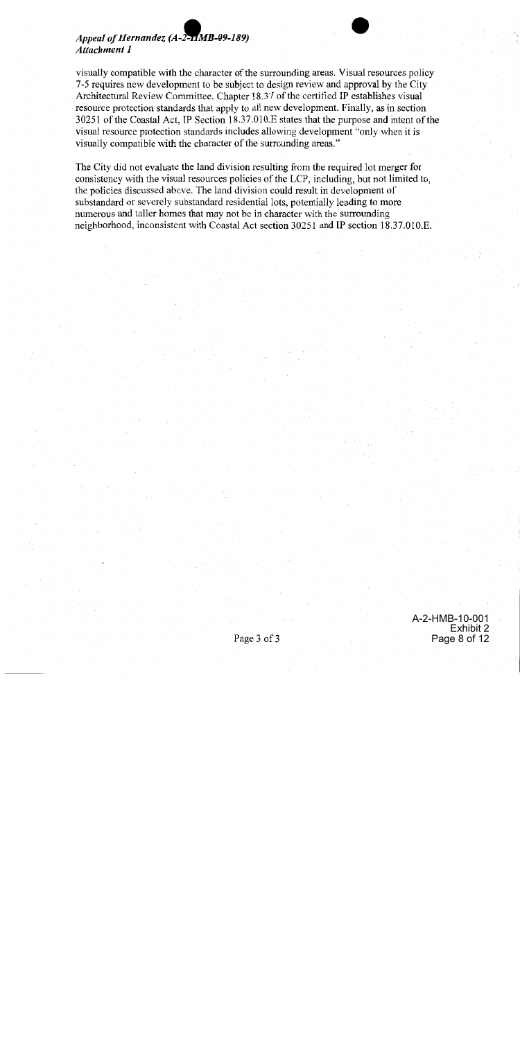visually compatible with the character of the surrounding areas. Visual resources policy 7-5 requires new development to be subject to design review and approval by the City Architectural Review Committee. Chapter 18.37 of the certified IP establishes visual resource protection standards that apply to all new development. Finally, as in section 30251 of the Coastal Act, IP Section 18.37.010.E states that the purpose and intent of the visual resource protection standards includes allowing development "only when it is visually compatible with the character of the surrounding areas."

The City did not evaluate the land division resulting from the required lot merger for consistency with the visual resources policies of the LCP, including, but not limited to, the policies discussed above. The land division could result in development of substandard or severely substandard residential lots, potentially leading to more numerous and taller homes that may not be in character with the surrounding neighborhood, inconsistent with Coastal Act section 30251 and IP section 18.37.010.E.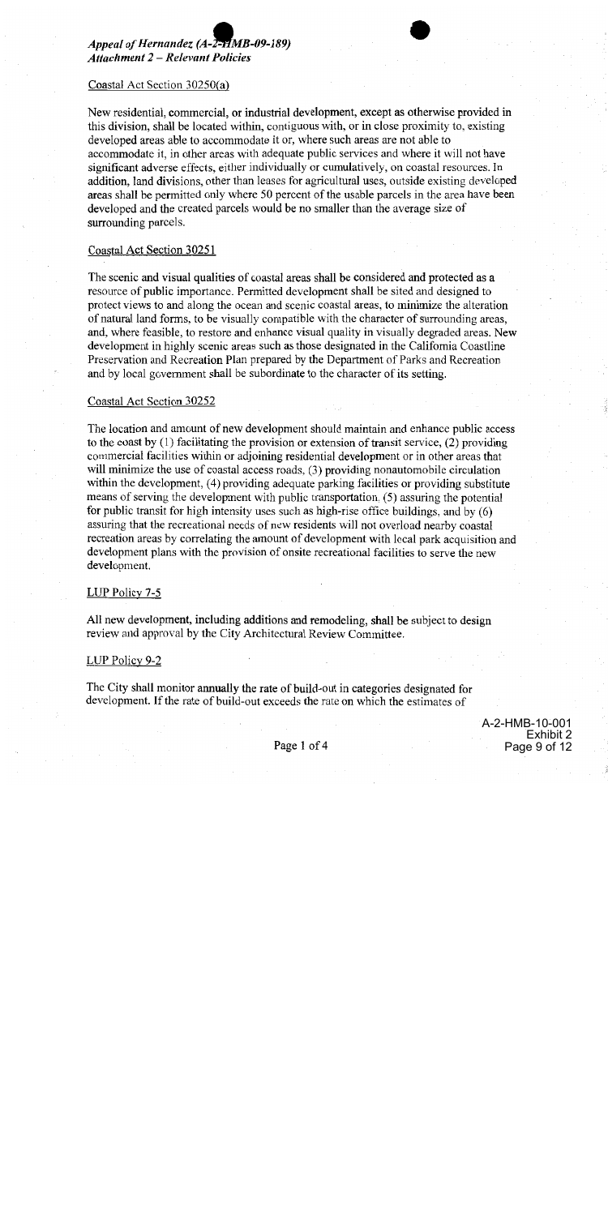*Appeal of Hernandez (A-2-HMB-09-189)*
*Attachment 2 – Relevant Policies*

Coastal Act Section 30250(a)

New residential, commercial, or industrial development, except as otherwise provided in this division, shall be located within, contiguous with, or in close proximity to, existing developed areas able to accommodate it or, where such areas are not able to accommodate it, in other areas with adequate public services and where it will not have significant adverse effects, either individually or cumulatively, on coastal resources. In addition, land divisions, other than leases for agricultural uses, outside existing developed areas shall be permitted only where 50 percent of the usable parcels in the area have been developed and the created parcels would be no smaller than the average size of surrounding parcels.

Coastal Act Section 30251

The scenic and visual qualities of coastal areas shall be considered and protected as a resource of public importance. Permitted development shall be sited and designed to protect views to and along the ocean and scenic coastal areas, to minimize the alteration of natural land forms, to be visually compatible with the character of surrounding areas, and, where feasible, to restore and enhance visual quality in visually degraded areas. New development in highly scenic areas such as those designated in the California Coastline Preservation and Recreation Plan prepared by the Department of Parks and Recreation and by local government shall be subordinate to the character of its setting.

Coastal Act Section 30252

The location and amount of new development should maintain and enhance public access to the coast by (1) facilitating the provision or extension of transit service, (2) providing commercial facilities within or adjoining residential development or in other areas that will minimize the use of coastal access roads, (3) providing nonautomobile circulation within the development, (4) providing adequate parking facilities or providing substitute means of serving the development with public transportation, (5) assuring the potential for public transit for high intensity uses such as high-rise office buildings, and by (6) assuring that the recreational needs of new residents will not overload nearby coastal recreation areas by correlating the amount of development with local park acquisition and development plans with the provision of onsite recreational facilities to serve the new development.

LUP Policy 7-5

All new development, including additions and remodeling, shall be subject to design review and approval by the City Architectural Review Committee.

LUP Policy 9-2

The City shall monitor annually the rate of build-out in categories designated for development. If the rate of build-out exceeds the rate on which the estimates of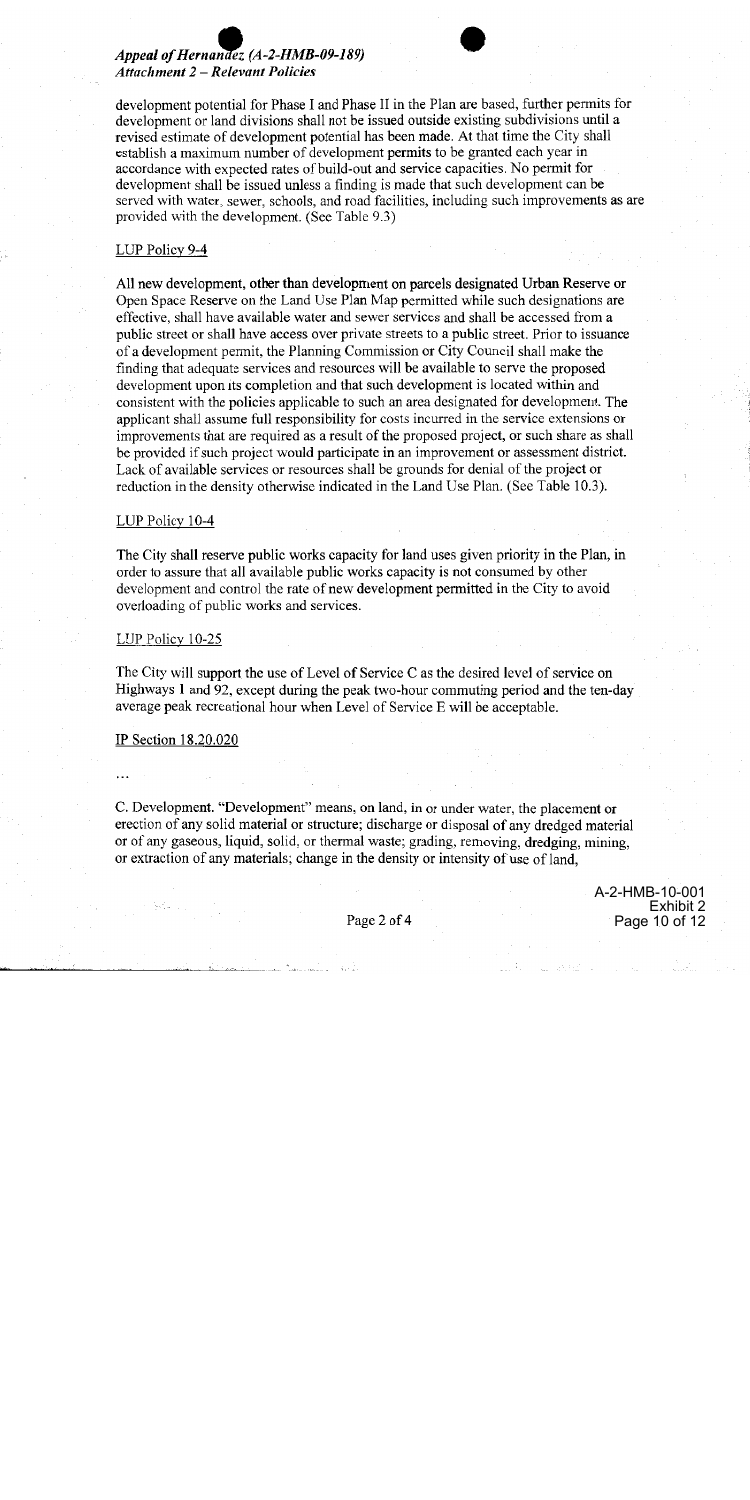development potential for Phase I and Phase II in the Plan are based, further permits for development or land divisions shall not be issued outside existing subdivisions until a revised estimate of development potential has been made. At that time the City shall establish a maximum number of development permits to be granted each year in accordance with expected rates of build-out and service capacities. No permit for development shall be issued unless a finding is made that such development can be served with water, sewer, schools, and road facilities, including such improvements as are provided with the development. (See Table 9.3)

LUP Policy 9-4

All new development, other than development on parcels designated Urban Reserve or Open Space Reserve on the Land Use Plan Map permitted while such designations are effective, shall have available water and sewer services and shall be accessed from a public street or shall have access over private streets to a public street. Prior to issuance of a development permit, the Planning Commission or City Council shall make the finding that adequate services and resources will be available to serve the proposed development upon its completion and that such development is located within and consistent with the policies applicable to such an area designated for development. The applicant shall assume full responsibility for costs incurred in the service extensions or improvements that are required as a result of the proposed project, or such share as shall be provided if such project would participate in an improvement or assessment district. Lack of available services or resources shall be grounds for denial of the project or reduction in the density otherwise indicated in the Land Use Plan. (See Table 10.3).

LUP Policy 10-4

The City shall reserve public works capacity for land uses given priority in the Plan, in order to assure that all available public works capacity is not consumed by other development and control the rate of new development permitted in the City to avoid overloading of public works and services.

LUP Policy 10-25

The City will support the use of Level of Service C as the desired level of service on Highways 1 and 92, except during the peak two-hour commuting period and the ten-day average peak recreational hour when Level of Service E will be acceptable.

IP Section 18.20.020

...

C. Development. "Development" means, on land, in or under water, the placement or erection of any solid material or structure; discharge or disposal of any dredged material or of any gaseous, liquid, solid, or thermal waste; grading, removing, dredging, mining, or extraction of any materials; change in the density or intensity of use of land,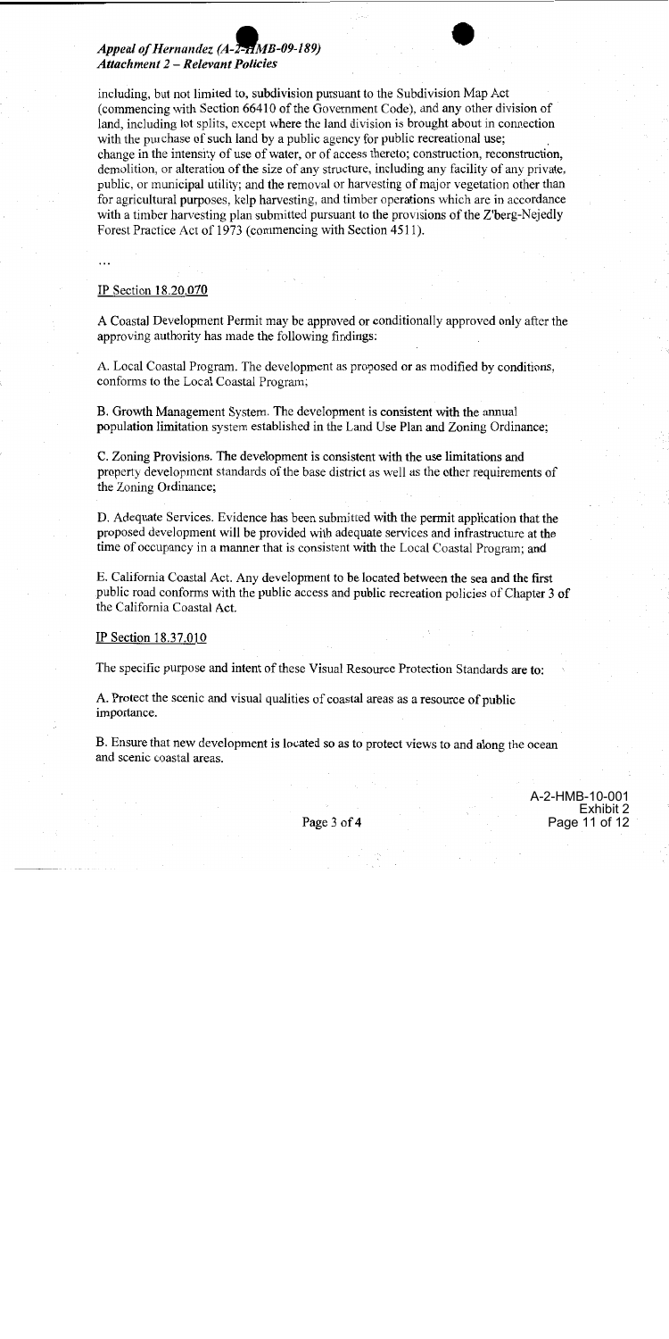including, but not limited to, subdivision pursuant to the Subdivision Map Act (commencing with Section 66410 of the Government Code), and any other division of land, including lot splits, except where the land division is brought about in connection with the purchase of such land by a public agency for public recreational use; change in the intensity of use of water, or of access thereto; construction, reconstruction, demolition, or alteration of the size of any structure, including any facility of any private, public, or municipal utility; and the removal or harvesting of major vegetation other than for agricultural purposes, kelp harvesting, and timber operations which are in accordance with a timber harvesting plan submitted pursuant to the provisions of the Z'berg-Nejedly Forest Practice Act of 1973 (commencing with Section 4511).

...

IP Section 18.20.070

A Coastal Development Permit may be approved or conditionally approved only after the approving authority has made the following findings:

A. Local Coastal Program. The development as proposed or as modified by conditions, conforms to the Local Coastal Program;

B. Growth Management System. The development is consistent with the annual population limitation system established in the Land Use Plan and Zoning Ordinance;

C. Zoning Provisions. The development is consistent with the use limitations and property development standards of the base district as well as the other requirements of the Zoning Ordinance;

D. Adequate Services. Evidence has been submitted with the permit application that the proposed development will be provided with adequate services and infrastructure at the time of occupancy in a manner that is consistent with the Local Coastal Program; and

E. California Coastal Act. Any development to be located between the sea and the first public road conforms with the public access and public recreation policies of Chapter 3 of the California Coastal Act.

IP Section 18.37.010

The specific purpose and intent of these Visual Resource Protection Standards are to:

A. Protect the scenic and visual qualities of coastal areas as a resource of public importance.

B. Ensure that new development is located so as to protect views to and along the ocean and scenic coastal areas.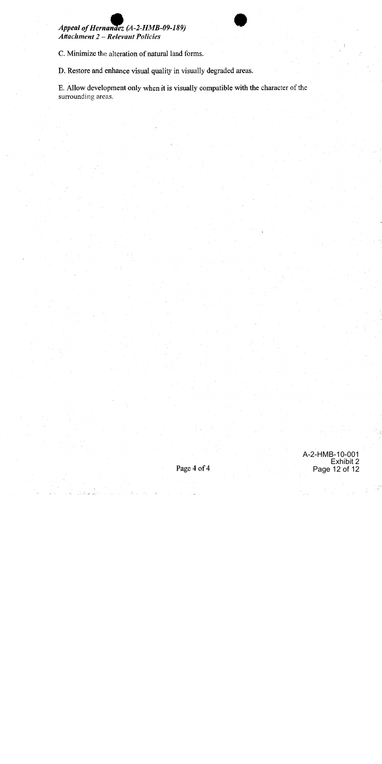C. Minimize the alteration of natural land forms.

D. Restore and enhance visual quality in visually degraded areas.

E. Allow development only when it is visually compatible with the character of the surrounding areas.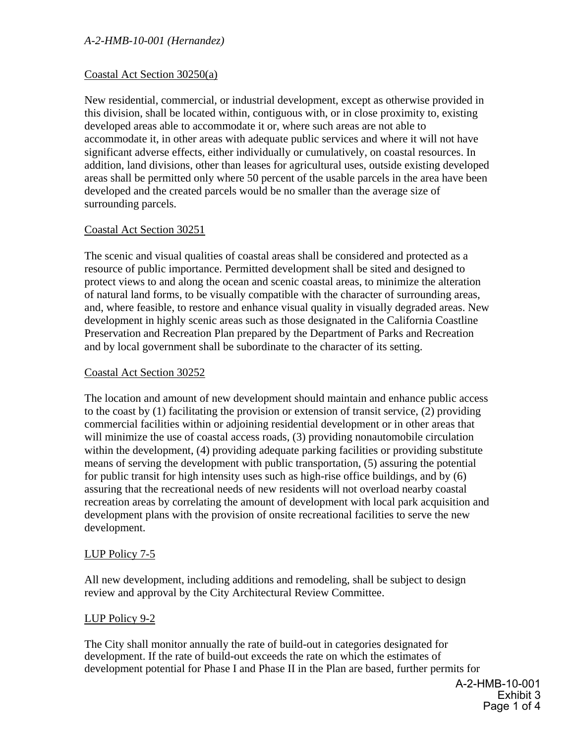Coastal Act Section 30250(a)

New residential, commercial, or industrial development, except as otherwise provided in this division, shall be located within, contiguous with, or in close proximity to, existing developed areas able to accommodate it or, where such areas are not able to accommodate it, in other areas with adequate public services and where it will not have significant adverse effects, either individually or cumulatively, on coastal resources. In addition, land divisions, other than leases for agricultural uses, outside existing developed areas shall be permitted only where 50 percent of the usable parcels in the area have been developed and the created parcels would be no smaller than the average size of surrounding parcels.

Coastal Act Section 30251

The scenic and visual qualities of coastal areas shall be considered and protected as a resource of public importance. Permitted development shall be sited and designed to protect views to and along the ocean and scenic coastal areas, to minimize the alteration of natural land forms, to be visually compatible with the character of surrounding areas, and, where feasible, to restore and enhance visual quality in visually degraded areas. New development in highly scenic areas such as those designated in the California Coastline Preservation and Recreation Plan prepared by the Department of Parks and Recreation and by local government shall be subordinate to the character of its setting.

Coastal Act Section 30252

The location and amount of new development should maintain and enhance public access to the coast by (1) facilitating the provision or extension of transit service, (2) providing commercial facilities within or adjoining residential development or in other areas that will minimize the use of coastal access roads, (3) providing nonautomobile circulation within the development, (4) providing adequate parking facilities or providing substitute means of serving the development with public transportation, (5) assuring the potential for public transit for high intensity uses such as high-rise office buildings, and by (6) assuring that the recreational needs of new residents will not overload nearby coastal recreation areas by correlating the amount of development with local park acquisition and development plans with the provision of onsite recreational facilities to serve the new development.

LUP Policy 7-5

All new development, including additions and remodeling, shall be subject to design review and approval by the City Architectural Review Committee.

LUP Policy 9-2

The City shall monitor annually the rate of build-out in categories designated for development. If the rate of build-out exceeds the rate on which the estimates of development potential for Phase I and Phase II in the Plan are based, further permits for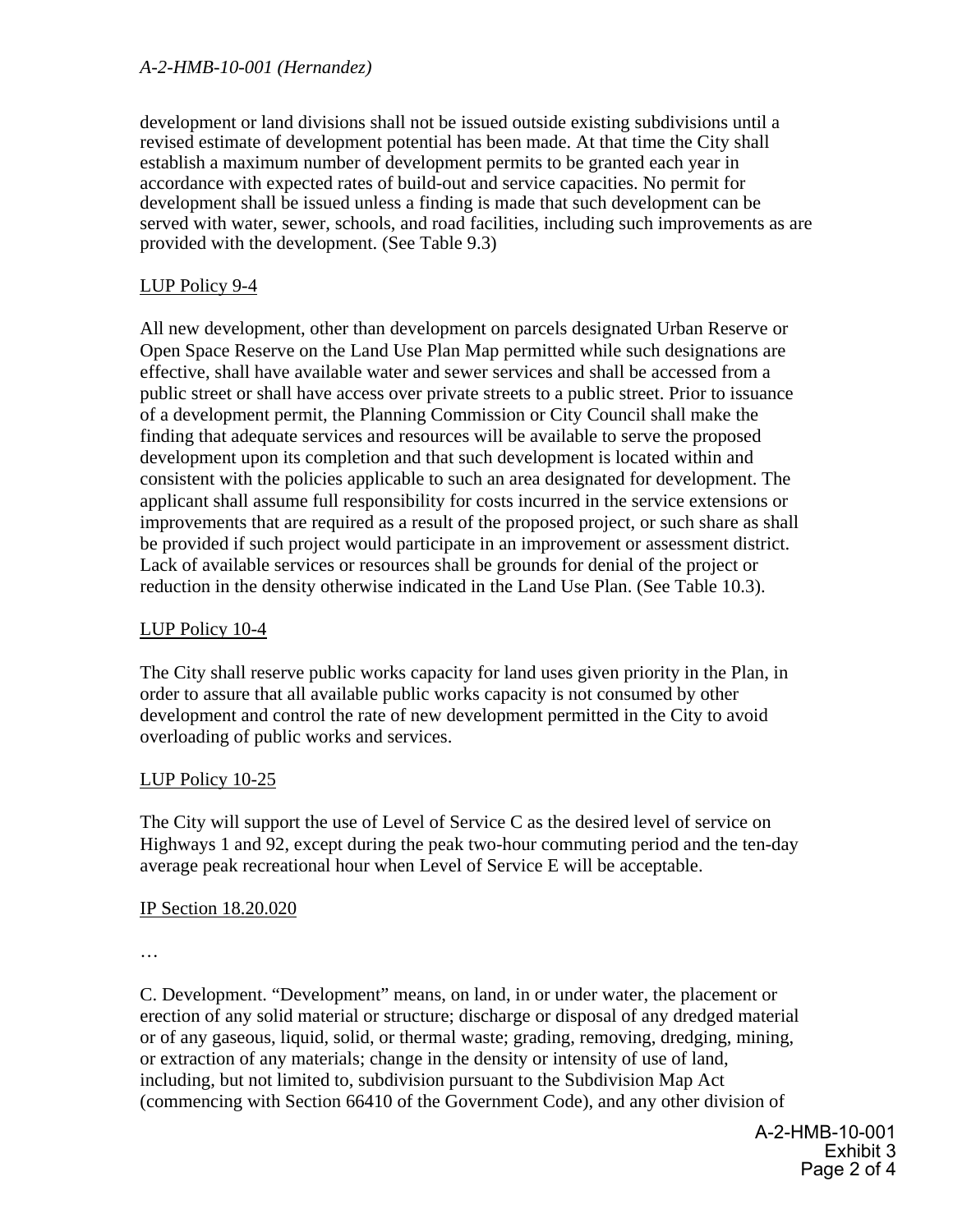development or land divisions shall not be issued outside existing subdivisions until a revised estimate of development potential has been made. At that time the City shall establish a maximum number of development permits to be granted each year in accordance with expected rates of build-out and service capacities. No permit for development shall be issued unless a finding is made that such development can be served with water, sewer, schools, and road facilities, including such improvements as are provided with the development. (See Table 9.3)

LUP Policy 9-4

All new development, other than development on parcels designated Urban Reserve or Open Space Reserve on the Land Use Plan Map permitted while such designations are effective, shall have available water and sewer services and shall be accessed from a public street or shall have access over private streets to a public street. Prior to issuance of a development permit, the Planning Commission or City Council shall make the finding that adequate services and resources will be available to serve the proposed development upon its completion and that such development is located within and consistent with the policies applicable to such an area designated for development. The applicant shall assume full responsibility for costs incurred in the service extensions or improvements that are required as a result of the proposed project, or such share as shall be provided if such project would participate in an improvement or assessment district. Lack of available services or resources shall be grounds for denial of the project or reduction in the density otherwise indicated in the Land Use Plan. (See Table 10.3).

LUP Policy 10-4

The City shall reserve public works capacity for land uses given priority in the Plan, in order to assure that all available public works capacity is not consumed by other development and control the rate of new development permitted in the City to avoid overloading of public works and services.

LUP Policy 10-25

The City will support the use of Level of Service C as the desired level of service on Highways 1 and 92, except during the peak two-hour commuting period and the ten-day average peak recreational hour when Level of Service E will be acceptable.

IP Section 18.20.020

…

C. Development. "Development" means, on land, in or under water, the placement or erection of any solid material or structure; discharge or disposal of any dredged material or of any gaseous, liquid, solid, or thermal waste; grading, removing, dredging, mining, or extraction of any materials; change in the density or intensity of use of land, including, but not limited to, subdivision pursuant to the Subdivision Map Act (commencing with Section 66410 of the Government Code), and any other division of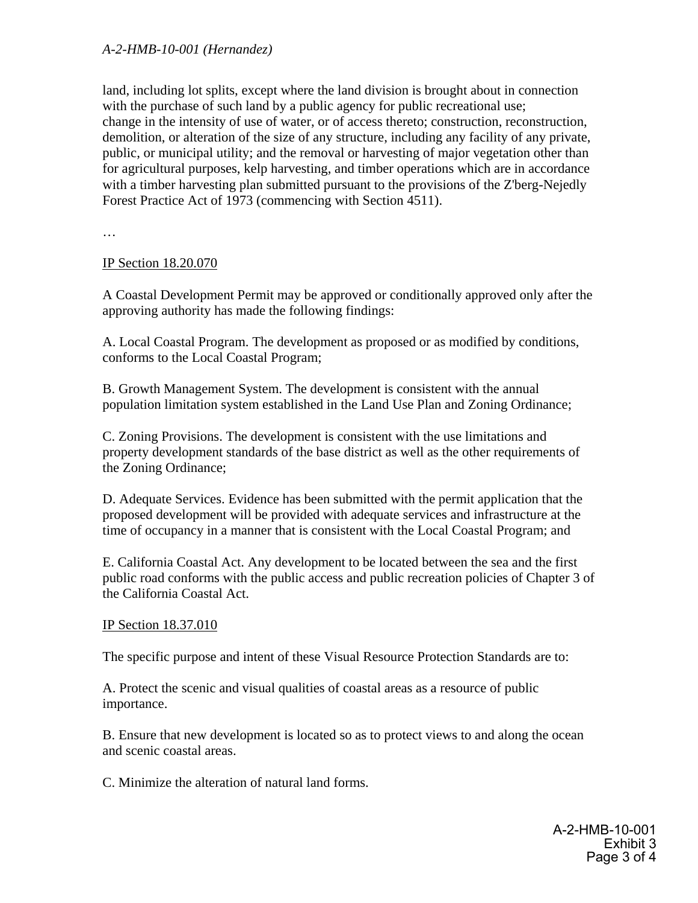land, including lot splits, except where the land division is brought about in connection with the purchase of such land by a public agency for public recreational use; change in the intensity of use of water, or of access thereto; construction, reconstruction, demolition, or alteration of the size of any structure, including any facility of any private, public, or municipal utility; and the removal or harvesting of major vegetation other than for agricultural purposes, kelp harvesting, and timber operations which are in accordance with a timber harvesting plan submitted pursuant to the provisions of the Z'berg-Nejedly Forest Practice Act of 1973 (commencing with Section 4511).

…

<u>IP Section 18.20.070</u>

A Coastal Development Permit may be approved or conditionally approved only after the approving authority has made the following findings:

A. Local Coastal Program. The development as proposed or as modified by conditions, conforms to the Local Coastal Program;

B. Growth Management System. The development is consistent with the annual population limitation system established in the Land Use Plan and Zoning Ordinance;

C. Zoning Provisions. The development is consistent with the use limitations and property development standards of the base district as well as the other requirements of the Zoning Ordinance;

D. Adequate Services. Evidence has been submitted with the permit application that the proposed development will be provided with adequate services and infrastructure at the time of occupancy in a manner that is consistent with the Local Coastal Program; and

E. California Coastal Act. Any development to be located between the sea and the first public road conforms with the public access and public recreation policies of Chapter 3 of the California Coastal Act.

<u>IP Section 18.37.010</u>

The specific purpose and intent of these Visual Resource Protection Standards are to:

A. Protect the scenic and visual qualities of coastal areas as a resource of public importance.

B. Ensure that new development is located so as to protect views to and along the ocean and scenic coastal areas.

C. Minimize the alteration of natural land forms.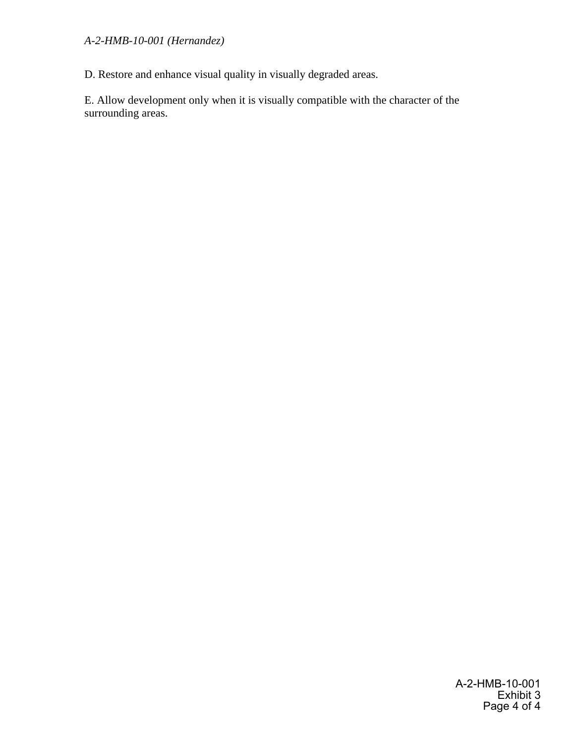D. Restore and enhance visual quality in visually degraded areas.

E. Allow development only when it is visually compatible with the character of the surrounding areas.